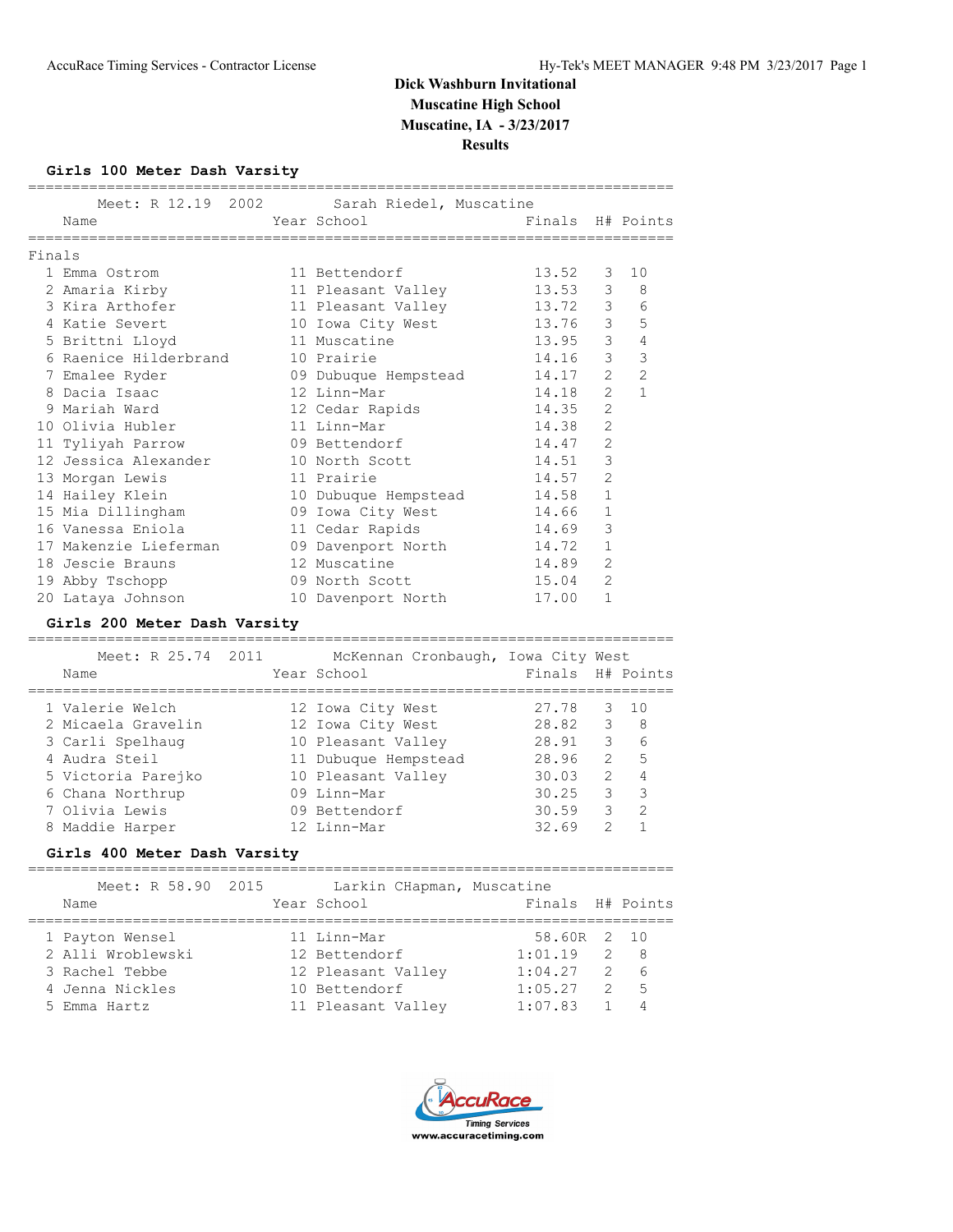# Dick Washburn Invitational

**Muscatine High School**

**Muscatine, IA - 3/23/2017**

**Results**

## Girls 100 Meter Dash Varsity

Meet: R 12.19 2002 Sarah Riedel, Muscatine

| | Name | Year | School | Finals | H# | Points |
|---|---|---|---|---|---|---|
| **Finals** | | | | | | |
| 1 | Emma Ostrom | 11 | Bettendorf | 13.52 | 3 | 10 |
| 2 | Amaria Kirby | 11 | Pleasant Valley | 13.53 | 3 | 8 |
| 3 | Kira Arthofer | 11 | Pleasant Valley | 13.72 | 3 | 6 |
| 4 | Katie Severt | 10 | Iowa City West | 13.76 | 3 | 5 |
| 5 | Brittni Lloyd | 11 | Muscatine | 13.95 | 3 | 4 |
| 6 | Raenice Hilderbrand | 10 | Prairie | 14.16 | 3 | 3 |
| 7 | Emalee Ryder | 09 | Dubuque Hempstead | 14.17 | 2 | 2 |
| 8 | Dacia Isaac | 12 | Linn-Mar | 14.18 | 2 | 1 |
| 9 | Mariah Ward | 12 | Cedar Rapids | 14.35 | 2 | |
| 10 | Olivia Hubler | 11 | Linn-Mar | 14.38 | 2 | |
| 11 | Tyliyah Parrow | 09 | Bettendorf | 14.47 | 2 | |
| 12 | Jessica Alexander | 10 | North Scott | 14.51 | 3 | |
| 13 | Morgan Lewis | 11 | Prairie | 14.57 | 2 | |
| 14 | Hailey Klein | 10 | Dubuque Hempstead | 14.58 | 1 | |
| 15 | Mia Dillingham | 09 | Iowa City West | 14.66 | 1 | |
| 16 | Vanessa Eniola | 11 | Cedar Rapids | 14.69 | 3 | |
| 17 | Makenzie Lieferman | 09 | Davenport North | 14.72 | 1 | |
| 18 | Jescie Brauns | 12 | Muscatine | 14.89 | 2 | |
| 19 | Abby Tschopp | 09 | North Scott | 15.04 | 2 | |
| 20 | Lataya Johnson | 10 | Davenport North | 17.00 | 1 | |

## Girls 200 Meter Dash Varsity

Meet: R 25.74 2011 McKennan Cronbaugh, Iowa City West

| | Name | Year | School | Finals | H# | Points |
|---|---|---|---|---|---|---|
| 1 | Valerie Welch | 12 | Iowa City West | 27.78 | 3 | 10 |
| 2 | Micaela Gravelin | 12 | Iowa City West | 28.82 | 3 | 8 |
| 3 | Carli Spelhaug | 10 | Pleasant Valley | 28.91 | 3 | 6 |
| 4 | Audra Steil | 11 | Dubuque Hempstead | 28.96 | 2 | 5 |
| 5 | Victoria Parejko | 10 | Pleasant Valley | 30.03 | 2 | 4 |
| 6 | Chana Northrup | 09 | Linn-Mar | 30.25 | 3 | 3 |
| 7 | Olivia Lewis | 09 | Bettendorf | 30.59 | 3 | 2 |
| 8 | Maddie Harper | 12 | Linn-Mar | 32.69 | 2 | 1 |

## Girls 400 Meter Dash Varsity

Meet: R 58.90 2015 Larkin CHapman, Muscatine

| | Name | Year | School | Finals | H# | Points |
|---|---|---|---|---|---|---|
| 1 | Payton Wensel | 11 | Linn-Mar | 58.60R | 2 | 10 |
| 2 | Alli Wroblewski | 12 | Bettendorf | 1:01.19 | 2 | 8 |
| 3 | Rachel Tebbe | 12 | Pleasant Valley | 1:04.27 | 2 | 6 |
| 4 | Jenna Nickles | 10 | Bettendorf | 1:05.27 | 2 | 5 |
| 5 | Emma Hartz | 11 | Pleasant Valley | 1:07.83 | 1 | 4 |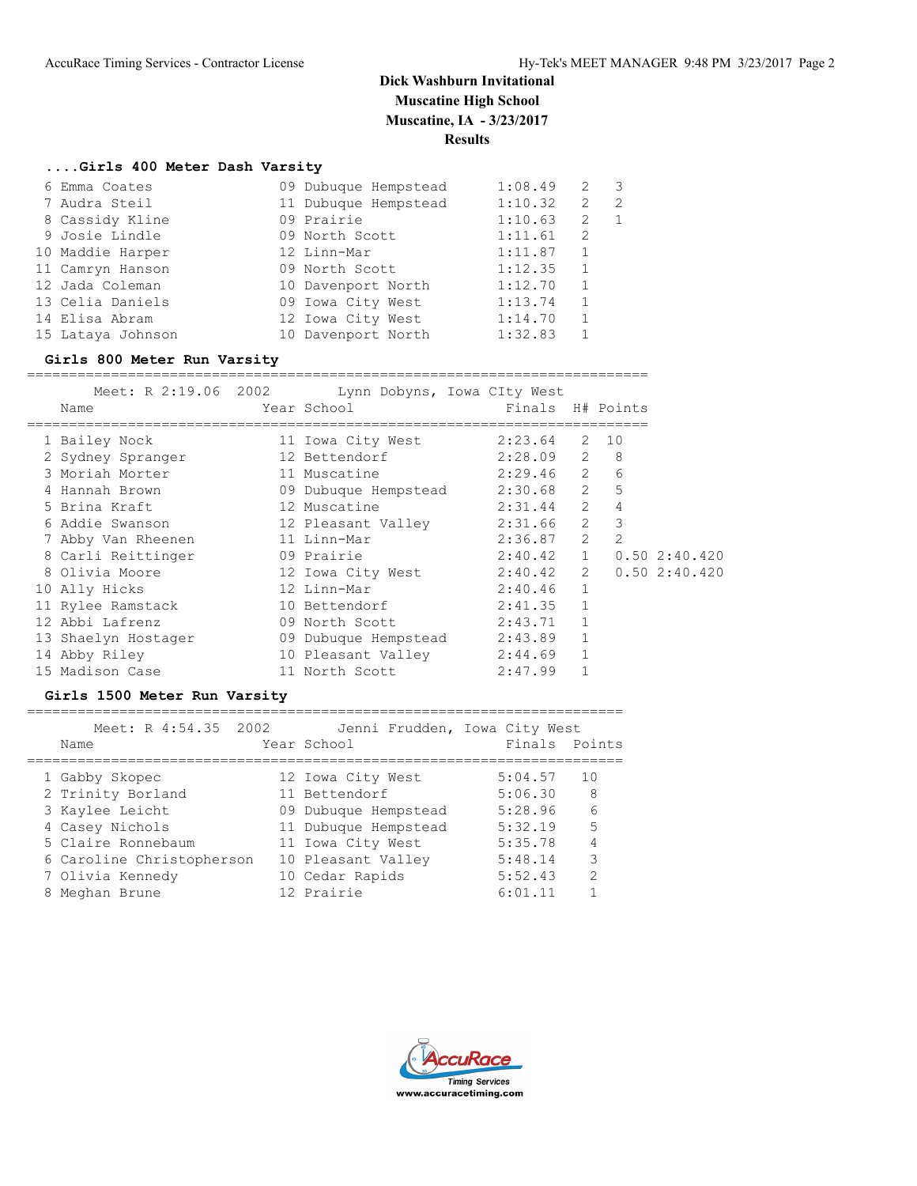# Dick Washburn Invitational

**Muscatine High School**

**Muscatine, IA - 3/23/2017**

**Results**

### ....Girls 400 Meter Dash Varsity

| Place | Name | Year | School | Finals | H# | Points |
|---|---|---|---|---|---|---|
| 6 | Emma Coates | 09 | Dubuque Hempstead | 1:08.49 | 2 | 3 |
| 7 | Audra Steil | 11 | Dubuque Hempstead | 1:10.32 | 2 | 2 |
| 8 | Cassidy Kline | 09 | Prairie | 1:10.63 | 2 | 1 |
| 9 | Josie Lindle | 09 | North Scott | 1:11.61 | 2 | |
| 10 | Maddie Harper | 12 | Linn-Mar | 1:11.87 | 1 | |
| 11 | Camryn Hanson | 09 | North Scott | 1:12.35 | 1 | |
| 12 | Jada Coleman | 10 | Davenport North | 1:12.70 | 1 | |
| 13 | Celia Daniels | 09 | Iowa City West | 1:13.74 | 1 | |
| 14 | Elisa Abram | 12 | Iowa City West | 1:14.70 | 1 | |
| 15 | Lataya Johnson | 10 | Davenport North | 1:32.83 | 1 | |

### Girls 800 Meter Run Varsity

Meet: R 2:19.06 2002 Lynn Dobyns, Iowa CIty West

| Place | Name | Year | School | Finals | H# | Points | |
|---|---|---|---|---|---|---|---|
| 1 | Bailey Nock | 11 | Iowa City West | 2:23.64 | 2 | 10 | |
| 2 | Sydney Spranger | 12 | Bettendorf | 2:28.09 | 2 | 8 | |
| 3 | Moriah Morter | 11 | Muscatine | 2:29.46 | 2 | 6 | |
| 4 | Hannah Brown | 09 | Dubuque Hempstead | 2:30.68 | 2 | 5 | |
| 5 | Brina Kraft | 12 | Muscatine | 2:31.44 | 2 | 4 | |
| 6 | Addie Swanson | 12 | Pleasant Valley | 2:31.66 | 2 | 3 | |
| 7 | Abby Van Rheenen | 11 | Linn-Mar | 2:36.87 | 2 | 2 | |
| 8 | Carli Reittinger | 09 | Prairie | 2:40.42 | 1 | 0.50 | 2:40.420 |
| 8 | Olivia Moore | 12 | Iowa City West | 2:40.42 | 2 | 0.50 | 2:40.420 |
| 10 | Ally Hicks | 12 | Linn-Mar | 2:40.46 | 1 | | |
| 11 | Rylee Ramstack | 10 | Bettendorf | 2:41.35 | 1 | | |
| 12 | Abbi Lafrenz | 09 | North Scott | 2:43.71 | 1 | | |
| 13 | Shaelyn Hostager | 09 | Dubuque Hempstead | 2:43.89 | 1 | | |
| 14 | Abby Riley | 10 | Pleasant Valley | 2:44.69 | 1 | | |
| 15 | Madison Case | 11 | North Scott | 2:47.99 | 1 | | |

### Girls 1500 Meter Run Varsity

Meet: R 4:54.35 2002 Jenni Frudden, Iowa City West

| Place | Name | Year | School | Finals | Points |
|---|---|---|---|---|---|
| 1 | Gabby Skopec | 12 | Iowa City West | 5:04.57 | 10 |
| 2 | Trinity Borland | 11 | Bettendorf | 5:06.30 | 8 |
| 3 | Kaylee Leicht | 09 | Dubuque Hempstead | 5:28.96 | 6 |
| 4 | Casey Nichols | 11 | Dubuque Hempstead | 5:32.19 | 5 |
| 5 | Claire Ronnebaum | 11 | Iowa City West | 5:35.78 | 4 |
| 6 | Caroline Christopherson | 10 | Pleasant Valley | 5:48.14 | 3 |
| 7 | Olivia Kennedy | 10 | Cedar Rapids | 5:52.43 | 2 |
| 8 | Meghan Brune | 12 | Prairie | 6:01.11 | 1 |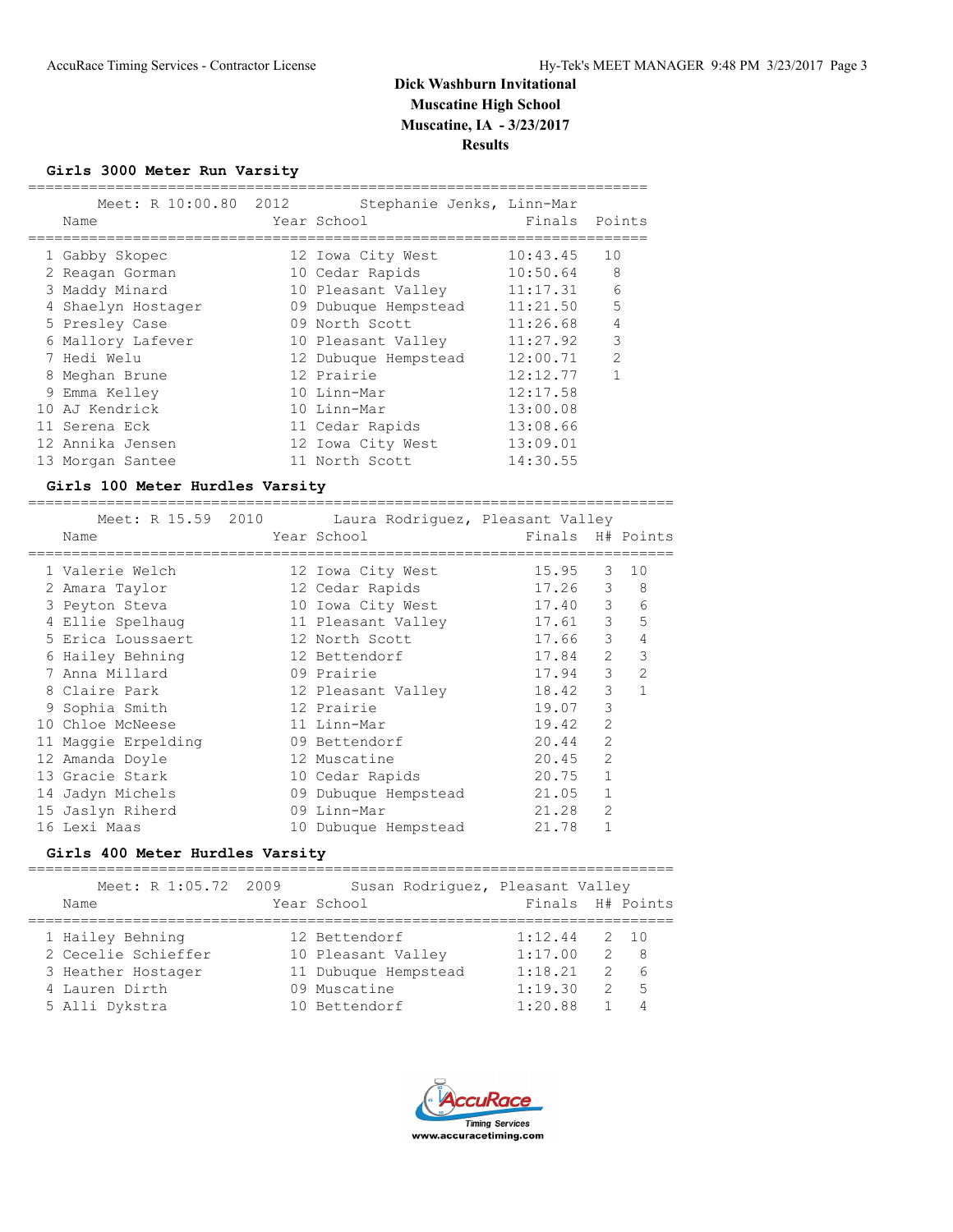# Dick Washburn Invitational

## Muscatine High School

## Muscatine, IA - 3/23/2017

## Results

### Girls 3000 Meter Run Varsity

Meet: R 10:00.80 2012 Stephanie Jenks, Linn-Mar

| | Name | Year | School | Finals | Points |
|---|---|---|---|---|---|
| 1 | Gabby Skopec | 12 | Iowa City West | 10:43.45 | 10 |
| 2 | Reagan Gorman | 10 | Cedar Rapids | 10:50.64 | 8 |
| 3 | Maddy Minard | 10 | Pleasant Valley | 11:17.31 | 6 |
| 4 | Shaelyn Hostager | 09 | Dubuque Hempstead | 11:21.50 | 5 |
| 5 | Presley Case | 09 | North Scott | 11:26.68 | 4 |
| 6 | Mallory Lafever | 10 | Pleasant Valley | 11:27.92 | 3 |
| 7 | Hedi Welu | 12 | Dubuque Hempstead | 12:00.71 | 2 |
| 8 | Meghan Brune | 12 | Prairie | 12:12.77 | 1 |
| 9 | Emma Kelley | 10 | Linn-Mar | 12:17.58 | |
| 10 | AJ Kendrick | 10 | Linn-Mar | 13:00.08 | |
| 11 | Serena Eck | 11 | Cedar Rapids | 13:08.66 | |
| 12 | Annika Jensen | 12 | Iowa City West | 13:09.01 | |
| 13 | Morgan Santee | 11 | North Scott | 14:30.55 | |

### Girls 100 Meter Hurdles Varsity

Meet: R 15.59 2010 Laura Rodriguez, Pleasant Valley

| | Name | Year | School | Finals | H# | Points |
|---|---|---|---|---|---|---|
| 1 | Valerie Welch | 12 | Iowa City West | 15.95 | 3 | 10 |
| 2 | Amara Taylor | 12 | Cedar Rapids | 17.26 | 3 | 8 |
| 3 | Peyton Steva | 10 | Iowa City West | 17.40 | 3 | 6 |
| 4 | Ellie Spelhaug | 11 | Pleasant Valley | 17.61 | 3 | 5 |
| 5 | Erica Loussaert | 12 | North Scott | 17.66 | 3 | 4 |
| 6 | Hailey Behning | 12 | Bettendorf | 17.84 | 2 | 3 |
| 7 | Anna Millard | 09 | Prairie | 17.94 | 3 | 2 |
| 8 | Claire Park | 12 | Pleasant Valley | 18.42 | 3 | 1 |
| 9 | Sophia Smith | 12 | Prairie | 19.07 | 3 | |
| 10 | Chloe McNeese | 11 | Linn-Mar | 19.42 | 2 | |
| 11 | Maggie Erpelding | 09 | Bettendorf | 20.44 | 2 | |
| 12 | Amanda Doyle | 12 | Muscatine | 20.45 | 2 | |
| 13 | Gracie Stark | 10 | Cedar Rapids | 20.75 | 1 | |
| 14 | Jadyn Michels | 09 | Dubuque Hempstead | 21.05 | 1 | |
| 15 | Jaslyn Riherd | 09 | Linn-Mar | 21.28 | 2 | |
| 16 | Lexi Maas | 10 | Dubuque Hempstead | 21.78 | 1 | |

### Girls 400 Meter Hurdles Varsity

Meet: R 1:05.72 2009 Susan Rodriguez, Pleasant Valley

| | Name | Year | School | Finals | H# | Points |
|---|---|---|---|---|---|---|
| 1 | Hailey Behning | 12 | Bettendorf | 1:12.44 | 2 | 10 |
| 2 | Cecelie Schieffer | 10 | Pleasant Valley | 1:17.00 | 2 | 8 |
| 3 | Heather Hostager | 11 | Dubuque Hempstead | 1:18.21 | 2 | 6 |
| 4 | Lauren Dirth | 09 | Muscatine | 1:19.30 | 2 | 5 |
| 5 | Alli Dykstra | 10 | Bettendorf | 1:20.88 | 1 | 4 |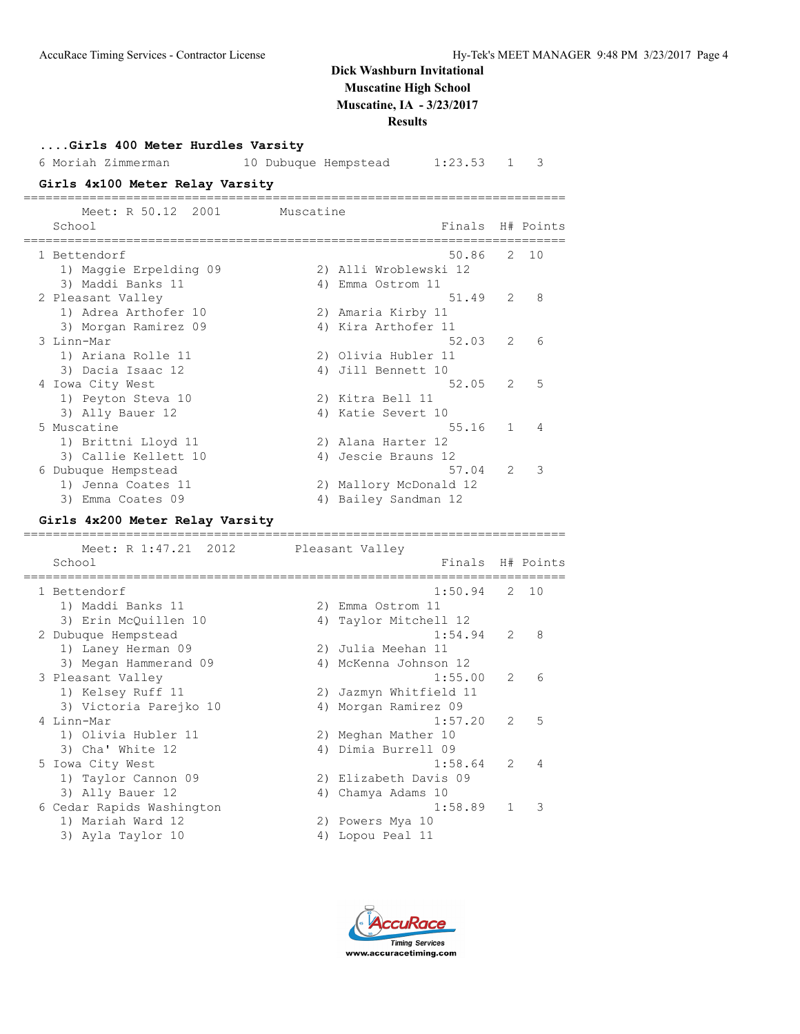# Dick Washburn Invitational
## Muscatine High School
## Muscatine, IA - 3/23/2017
## Results

### ....Girls 400 Meter Hurdles Varsity

| Place | Name | Year | School | Finals | H# | Points |
|---|---|---|---|---|---|---|
| 6 | Moriah Zimmerman | 10 | Dubuque Hempstead | 1:23.53 | 1 | 3 |

### Girls 4x100 Meter Relay Varsity

Meet: R 50.12 2001 Muscatine

| Place | School | Finals | H# | Points |
|---|---|---|---|---|
| 1 | Bettendorf | 50.86 | 2 | 10 |
| | 1) Maggie Erpelding 09, 2) Alli Wroblewski 12, 3) Maddi Banks 11, 4) Emma Ostrom 11 | | | |
| 2 | Pleasant Valley | 51.49 | 2 | 8 |
| | 1) Adrea Arthofer 10, 2) Amaria Kirby 11, 3) Morgan Ramirez 09, 4) Kira Arthofer 11 | | | |
| 3 | Linn-Mar | 52.03 | 2 | 6 |
| | 1) Ariana Rolle 11, 2) Olivia Hubler 11, 3) Dacia Isaac 12, 4) Jill Bennett 10 | | | |
| 4 | Iowa City West | 52.05 | 2 | 5 |
| | 1) Peyton Steva 10, 2) Kitra Bell 11, 3) Ally Bauer 12, 4) Katie Severt 10 | | | |
| 5 | Muscatine | 55.16 | 1 | 4 |
| | 1) Brittni Lloyd 11, 2) Alana Harter 12, 3) Callie Kellett 10, 4) Jescie Brauns 12 | | | |
| 6 | Dubuque Hempstead | 57.04 | 2 | 3 |
| | 1) Jenna Coates 11, 2) Mallory McDonald 12, 3) Emma Coates 09, 4) Bailey Sandman 12 | | | |

### Girls 4x200 Meter Relay Varsity

Meet: R 1:47.21 2012 Pleasant Valley

| Place | School | Finals | H# | Points |
|---|---|---|---|---|
| 1 | Bettendorf | 1:50.94 | 2 | 10 |
| | 1) Maddi Banks 11, 2) Emma Ostrom 11, 3) Erin McQuillen 10, 4) Taylor Mitchell 12 | | | |
| 2 | Dubuque Hempstead | 1:54.94 | 2 | 8 |
| | 1) Laney Herman 09, 2) Julia Meehan 11, 3) Megan Hammerand 09, 4) McKenna Johnson 12 | | | |
| 3 | Pleasant Valley | 1:55.00 | 2 | 6 |
| | 1) Kelsey Ruff 11, 2) Jazmyn Whitfield 11, 3) Victoria Parejko 10, 4) Morgan Ramirez 09 | | | |
| 4 | Linn-Mar | 1:57.20 | 2 | 5 |
| | 1) Olivia Hubler 11, 2) Meghan Mather 10, 3) Cha' White 12, 4) Dimia Burrell 09 | | | |
| 5 | Iowa City West | 1:58.64 | 2 | 4 |
| | 1) Taylor Cannon 09, 2) Elizabeth Davis 09, 3) Ally Bauer 12, 4) Chamya Adams 10 | | | |
| 6 | Cedar Rapids Washington | 1:58.89 | 1 | 3 |
| | 1) Mariah Ward 12, 2) Powers Mya 10, 3) Ayla Taylor 10, 4) Lopou Peal 11 | | | |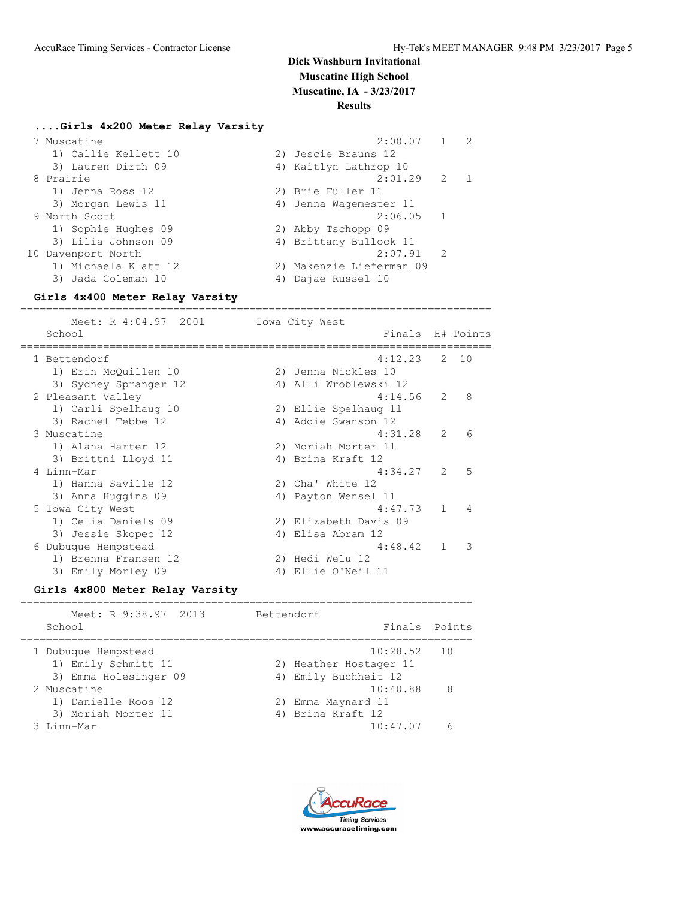# Dick Washburn Invitational
## Muscatine High School
## Muscatine, IA - 3/23/2017
## Results

### ....Girls 4x200 Meter Relay Varsity

```
  7 Muscatine                                      2:00.07   1   2
     1) Callie Kellett 10              2) Jescie Brauns 12
     3) Lauren Dirth 09                4) Kaitlyn Lathrop 10
  8 Prairie                                        2:01.29   2   1
     1) Jenna Ross 12                  2) Brie Fuller 11
     3) Morgan Lewis 11                4) Jenna Wagemester 11
  9 North Scott                                    2:06.05   1
     1) Sophie Hughes 09               2) Abby Tschopp 09
     3) Lilia Johnson 09               4) Brittany Bullock 11
 10 Davenport North                                2:07.91   2
     1) Michaela Klatt 12              2) Makenzie Lieferman 09
     3) Jada Coleman 10                4) Dajae Russel 10
```

### Girls 4x400 Meter Relay Varsity

```
=========================================================================
      Meet: R 4:04.97  2001        Iowa City West
    School                                          Finals  H# Points
=========================================================================
  1 Bettendorf                                     4:12.23   2  10
     1) Erin McQuillen 10              2) Jenna Nickles 10
     3) Sydney Spranger 12             4) Alli Wroblewski 12
  2 Pleasant Valley                                4:14.56   2   8
     1) Carli Spelhaug 10              2) Ellie Spelhaug 11
     3) Rachel Tebbe 12                4) Addie Swanson 12
  3 Muscatine                                      4:31.28   2   6
     1) Alana Harter 12                2) Moriah Morter 11
     3) Brittni Lloyd 11               4) Brina Kraft 12
  4 Linn-Mar                                       4:34.27   2   5
     1) Hanna Saville 12               2) Cha' White 12
     3) Anna Huggins 09                4) Payton Wensel 11
  5 Iowa City West                                 4:47.73   1   4
     1) Celia Daniels 09               2) Elizabeth Davis 09
     3) Jessie Skopec 12               4) Elisa Abram 12
  6 Dubuque Hempstead                              4:48.42   1   3
     1) Brenna Fransen 12              2) Hedi Welu 12
     3) Emily Morley 09                4) Ellie O'Neil 11
```

### Girls 4x800 Meter Relay Varsity

```
=====================================================================
      Meet: R 9:38.97  2013        Bettendorf
    School                                          Finals  Points
=====================================================================
  1 Dubuque Hempstead                             10:28.52   10
     1) Emily Schmitt 11               2) Heather Hostager 11
     3) Emma Holesinger 09             4) Emily Buchheit 12
  2 Muscatine                                     10:40.88    8
     1) Danielle Roos 12               2) Emma Maynard 11
     3) Moriah Morter 11               4) Brina Kraft 12
  3 Linn-Mar                                      10:47.07    6
```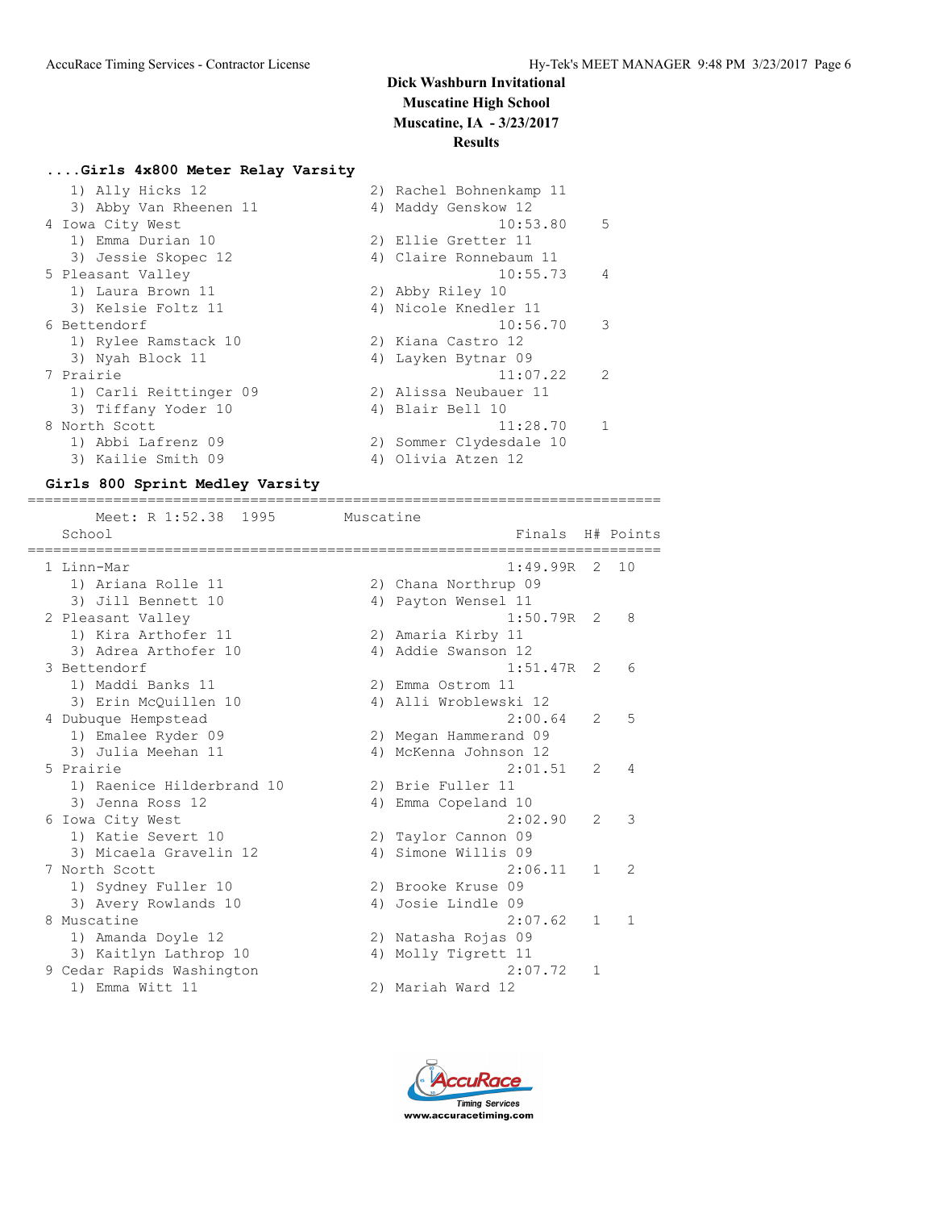# Dick Washburn Invitational
## Muscatine High School
## Muscatine, IA - 3/23/2017
## Results

### ....Girls 4x800 Meter Relay Varsity

```
    1) Ally Hicks 12                   2) Rachel Bohnenkamp 11
    3) Abby Van Rheenen 11             4) Maddy Genskow 12
 4 Iowa City West                               10:53.80    5
    1) Emma Durian 10                  2) Ellie Gretter 11
    3) Jessie Skopec 12                4) Claire Ronnebaum 11
 5 Pleasant Valley                              10:55.73    4
    1) Laura Brown 11                  2) Abby Riley 10
    3) Kelsie Foltz 11                 4) Nicole Knedler 11
 6 Bettendorf                                   10:56.70    3
    1) Rylee Ramstack 10               2) Kiana Castro 12
    3) Nyah Block 11                   4) Layken Bytnar 09
 7 Prairie                                      11:07.22    2
    1) Carli Reittinger 09             2) Alissa Neubauer 11
    3) Tiffany Yoder 10                4) Blair Bell 10
 8 North Scott                                  11:28.70    1
    1) Abbi Lafrenz 09                 2) Sommer Clydesdale 10
    3) Kailie Smith 09                 4) Olivia Atzen 12
```

### Girls 800 Sprint Medley Varsity

```
========================================================================
      Meet: R 1:52.38  1995        Muscatine
    School                                            Finals  H# Points
========================================================================
 1 Linn-Mar                                         1:49.99R  2  10
    1) Ariana Rolle 11                 2) Chana Northrup 09
    3) Jill Bennett 10                 4) Payton Wensel 11
 2 Pleasant Valley                                  1:50.79R  2   8
    1) Kira Arthofer 11                2) Amaria Kirby 11
    3) Adrea Arthofer 10               4) Addie Swanson 12
 3 Bettendorf                                       1:51.47R  2   6
    1) Maddi Banks 11                  2) Emma Ostrom 11
    3) Erin McQuillen 10               4) Alli Wroblewski 12
 4 Dubuque Hempstead                                2:00.64   2   5
    1) Emalee Ryder 09                 2) Megan Hammerand 09
    3) Julia Meehan 11                 4) McKenna Johnson 12
 5 Prairie                                          2:01.51   2   4
    1) Raenice Hilderbrand 10          2) Brie Fuller 11
    3) Jenna Ross 12                   4) Emma Copeland 10
 6 Iowa City West                                   2:02.90   2   3
    1) Katie Severt 10                 2) Taylor Cannon 09
    3) Micaela Gravelin 12             4) Simone Willis 09
 7 North Scott                                      2:06.11   1   2
    1) Sydney Fuller 10                2) Brooke Kruse 09
    3) Avery Rowlands 10               4) Josie Lindle 09
 8 Muscatine                                        2:07.62   1   1
    1) Amanda Doyle 12                 2) Natasha Rojas 09
    3) Kaitlyn Lathrop 10              4) Molly Tigrett 11
 9 Cedar Rapids Washington                          2:07.72   1
    1) Emma Witt 11                    2) Mariah Ward 12
```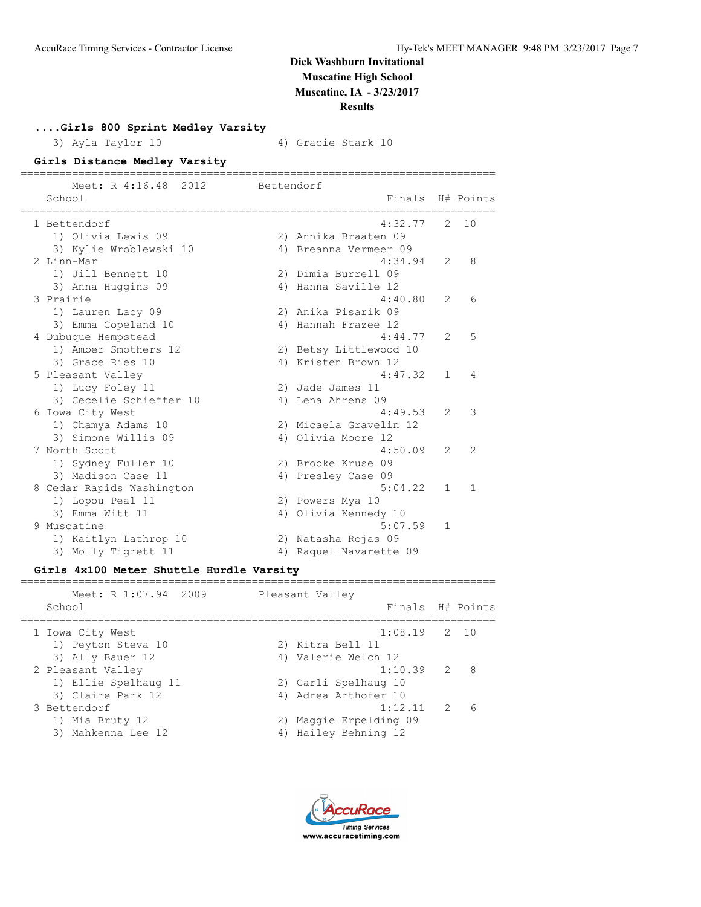# Dick Washburn Invitational

**Muscatine High School**
**Muscatine, IA - 3/23/2017**
**Results**

### ....Girls 800 Sprint Medley Varsity

3) Ayla Taylor 10 4) Gracie Stark 10

### Girls Distance Medley Varsity

Meet: R 4:16.48 2012 Bettendorf

| Place | School | Finals | H# | Points |
|---|---|---|---|---|
| 1 | Bettendorf | 4:32.77 | 2 | 10 |
| | 1) Olivia Lewis 09, 2) Annika Braaten 09, 3) Kylie Wroblewski 10, 4) Breanna Vermeer 09 | | | |
| 2 | Linn-Mar | 4:34.94 | 2 | 8 |
| | 1) Jill Bennett 10, 2) Dimia Burrell 09, 3) Anna Huggins 09, 4) Hanna Saville 12 | | | |
| 3 | Prairie | 4:40.80 | 2 | 6 |
| | 1) Lauren Lacy 09, 2) Anika Pisarik 09, 3) Emma Copeland 10, 4) Hannah Frazee 12 | | | |
| 4 | Dubuque Hempstead | 4:44.77 | 2 | 5 |
| | 1) Amber Smothers 12, 2) Betsy Littlewood 10, 3) Grace Ries 10, 4) Kristen Brown 12 | | | |
| 5 | Pleasant Valley | 4:47.32 | 1 | 4 |
| | 1) Lucy Foley 11, 2) Jade James 11, 3) Cecelie Schieffer 10, 4) Lena Ahrens 09 | | | |
| 6 | Iowa City West | 4:49.53 | 2 | 3 |
| | 1) Chamya Adams 10, 2) Micaela Gravelin 12, 3) Simone Willis 09, 4) Olivia Moore 12 | | | |
| 7 | North Scott | 4:50.09 | 2 | 2 |
| | 1) Sydney Fuller 10, 2) Brooke Kruse 09, 3) Madison Case 11, 4) Presley Case 09 | | | |
| 8 | Cedar Rapids Washington | 5:04.22 | 1 | 1 |
| | 1) Lopou Peal 11, 2) Powers Mya 10, 3) Emma Witt 11, 4) Olivia Kennedy 10 | | | |
| 9 | Muscatine | 5:07.59 | 1 | |
| | 1) Kaitlyn Lathrop 10, 2) Natasha Rojas 09, 3) Molly Tigrett 11, 4) Raquel Navarette 09 | | | |

### Girls 4x100 Meter Shuttle Hurdle Varsity

Meet: R 1:07.94 2009 Pleasant Valley

| Place | School | Finals | H# | Points |
|---|---|---|---|---|
| 1 | Iowa City West | 1:08.19 | 2 | 10 |
| | 1) Peyton Steva 10, 2) Kitra Bell 11, 3) Ally Bauer 12, 4) Valerie Welch 12 | | | |
| 2 | Pleasant Valley | 1:10.39 | 2 | 8 |
| | 1) Ellie Spelhaug 11, 2) Carli Spelhaug 10, 3) Claire Park 12, 4) Adrea Arthofer 10 | | | |
| 3 | Bettendorf | 1:12.11 | 2 | 6 |
| | 1) Mia Bruty 12, 2) Maggie Erpelding 09, 3) Mahkenna Lee 12, 4) Hailey Behning 12 | | | |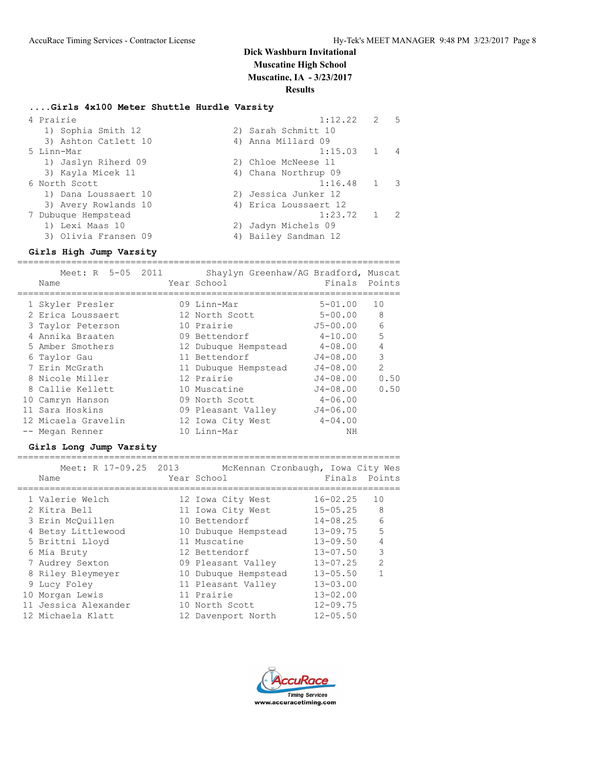# Dick Washburn Invitational
## Muscatine High School
## Muscatine, IA - 3/23/2017
## Results

### ....Girls 4x100 Meter Shuttle Hurdle Varsity

| Place | Team | Time | Heat | Points |
|---|---|---|---|---|
| 4 | Prairie | 1:12.22 | 2 | 5 |
| | 1) Sophia Smith 12; 2) Sarah Schmitt 10; 3) Ashton Catlett 10; 4) Anna Millard 09 | | | |
| 5 | Linn-Mar | 1:15.03 | 1 | 4 |
| | 1) Jaslyn Riherd 09; 2) Chloe McNeese 11; 3) Kayla Micek 11; 4) Chana Northrup 09 | | | |
| 6 | North Scott | 1:16.48 | 1 | 3 |
| | 1) Dana Loussaert 10; 2) Jessica Junker 12; 3) Avery Rowlands 10; 4) Erica Loussaert 12 | | | |
| 7 | Dubuque Hempstead | 1:23.72 | 1 | 2 |
| | 1) Lexi Maas 10; 2) Jadyn Michels 09; 3) Olivia Fransen 09; 4) Bailey Sandman 12 | | | |

### Girls High Jump Varsity

Meet: R 5-05 2011 Shaylyn Greenhaw/AG Bradford, Muscat

| Place | Name | Year | School | Finals | Points |
|---|---|---|---|---|---|
| 1 | Skyler Presler | 09 | Linn-Mar | 5-01.00 | 10 |
| 2 | Erica Loussaert | 12 | North Scott | 5-00.00 | 8 |
| 3 | Taylor Peterson | 10 | Prairie | J5-00.00 | 6 |
| 4 | Annika Braaten | 09 | Bettendorf | 4-10.00 | 5 |
| 5 | Amber Smothers | 12 | Dubuque Hempstead | 4-08.00 | 4 |
| 6 | Taylor Gau | 11 | Bettendorf | J4-08.00 | 3 |
| 7 | Erin McGrath | 11 | Dubuque Hempstead | J4-08.00 | 2 |
| 8 | Nicole Miller | 12 | Prairie | J4-08.00 | 0.50 |
| 8 | Callie Kellett | 10 | Muscatine | J4-08.00 | 0.50 |
| 10 | Camryn Hanson | 09 | North Scott | 4-06.00 | |
| 11 | Sara Hoskins | 09 | Pleasant Valley | J4-06.00 | |
| 12 | Micaela Gravelin | 12 | Iowa City West | 4-04.00 | |
| -- | Megan Renner | 10 | Linn-Mar | NH | |

### Girls Long Jump Varsity

Meet: R 17-09.25 2013 McKennan Cronbaugh, Iowa City Wes

| Place | Name | Year | School | Finals | Points |
|---|---|---|---|---|---|
| 1 | Valerie Welch | 12 | Iowa City West | 16-02.25 | 10 |
| 2 | Kitra Bell | 11 | Iowa City West | 15-05.25 | 8 |
| 3 | Erin McQuillen | 10 | Bettendorf | 14-08.25 | 6 |
| 4 | Betsy Littlewood | 10 | Dubuque Hempstead | 13-09.75 | 5 |
| 5 | Brittni Lloyd | 11 | Muscatine | 13-09.50 | 4 |
| 6 | Mia Bruty | 12 | Bettendorf | 13-07.50 | 3 |
| 7 | Audrey Sexton | 09 | Pleasant Valley | 13-07.25 | 2 |
| 8 | Riley Bleymeyer | 10 | Dubuque Hempstead | 13-05.50 | 1 |
| 9 | Lucy Foley | 11 | Pleasant Valley | 13-03.00 | |
| 10 | Morgan Lewis | 11 | Prairie | 13-02.00 | |
| 11 | Jessica Alexander | 10 | North Scott | 12-09.75 | |
| 12 | Michaela Klatt | 12 | Davenport North | 12-05.50 | |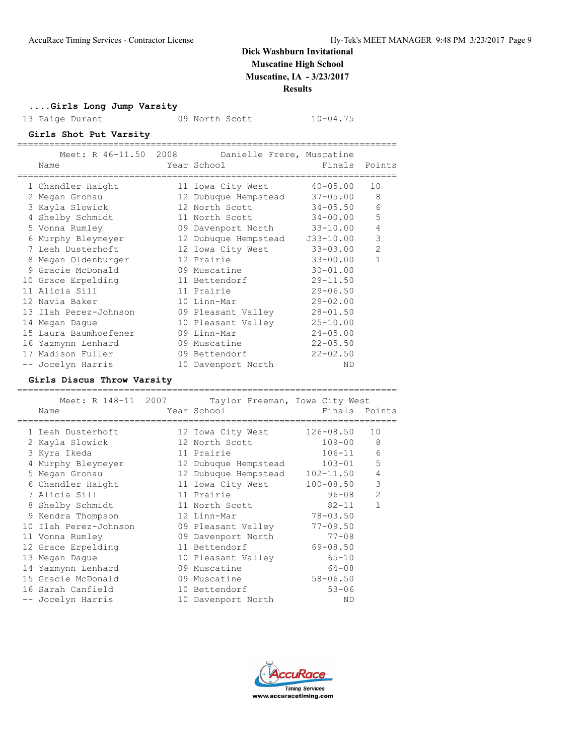# Dick Washburn Invitational
## Muscatine High School
## Muscatine, IA - 3/23/2017
## Results

### ....Girls Long Jump Varsity

| | Name | Year | School | Finals |
|---|---|---|---|---|
| 13 | Paige Durant | 09 | North Scott | 10-04.75 |

### Girls Shot Put Varsity

Meet: R 46-11.50 2008 Danielle Frere, Muscatine

| | Name | Year | School | Finals | Points |
|---|---|---|---|---|---|
| 1 | Chandler Haight | 11 | Iowa City West | 40-05.00 | 10 |
| 2 | Megan Gronau | 12 | Dubuque Hempstead | 37-05.00 | 8 |
| 3 | Kayla Slowick | 12 | North Scott | 34-05.50 | 6 |
| 4 | Shelby Schmidt | 11 | North Scott | 34-00.00 | 5 |
| 5 | Vonna Rumley | 09 | Davenport North | 33-10.00 | 4 |
| 6 | Murphy Bleymeyer | 12 | Dubuque Hempstead | J33-10.00 | 3 |
| 7 | Leah Dusterhoft | 12 | Iowa City West | 33-03.00 | 2 |
| 8 | Megan Oldenburger | 12 | Prairie | 33-00.00 | 1 |
| 9 | Gracie McDonald | 09 | Muscatine | 30-01.00 | |
| 10 | Grace Erpelding | 11 | Bettendorf | 29-11.50 | |
| 11 | Alicia Sill | 11 | Prairie | 29-06.50 | |
| 12 | Navia Baker | 10 | Linn-Mar | 29-02.00 | |
| 13 | Ilah Perez-Johnson | 09 | Pleasant Valley | 28-01.50 | |
| 14 | Megan Dague | 10 | Pleasant Valley | 25-10.00 | |
| 15 | Laura Baumhoefener | 09 | Linn-Mar | 24-05.00 | |
| 16 | Yazmynn Lenhard | 09 | Muscatine | 22-05.50 | |
| 17 | Madison Fuller | 09 | Bettendorf | 22-02.50 | |
| -- | Jocelyn Harris | 10 | Davenport North | ND | |

### Girls Discus Throw Varsity

Meet: R 148-11 2007 Taylor Freeman, Iowa City West

| | Name | Year | School | Finals | Points |
|---|---|---|---|---|---|
| 1 | Leah Dusterhoft | 12 | Iowa City West | 126-08.50 | 10 |
| 2 | Kayla Slowick | 12 | North Scott | 109-00 | 8 |
| 3 | Kyra Ikeda | 11 | Prairie | 106-11 | 6 |
| 4 | Murphy Bleymeyer | 12 | Dubuque Hempstead | 103-01 | 5 |
| 5 | Megan Gronau | 12 | Dubuque Hempstead | 102-11.50 | 4 |
| 6 | Chandler Haight | 11 | Iowa City West | 100-08.50 | 3 |
| 7 | Alicia Sill | 11 | Prairie | 96-08 | 2 |
| 8 | Shelby Schmidt | 11 | North Scott | 82-11 | 1 |
| 9 | Kendra Thompson | 12 | Linn-Mar | 78-03.50 | |
| 10 | Ilah Perez-Johnson | 09 | Pleasant Valley | 77-09.50 | |
| 11 | Vonna Rumley | 09 | Davenport North | 77-08 | |
| 12 | Grace Erpelding | 11 | Bettendorf | 69-08.50 | |
| 13 | Megan Dague | 10 | Pleasant Valley | 65-10 | |
| 14 | Yazmynn Lenhard | 09 | Muscatine | 64-08 | |
| 15 | Gracie McDonald | 09 | Muscatine | 58-06.50 | |
| 16 | Sarah Canfield | 10 | Bettendorf | 53-06 | |
| -- | Jocelyn Harris | 10 | Davenport North | ND | |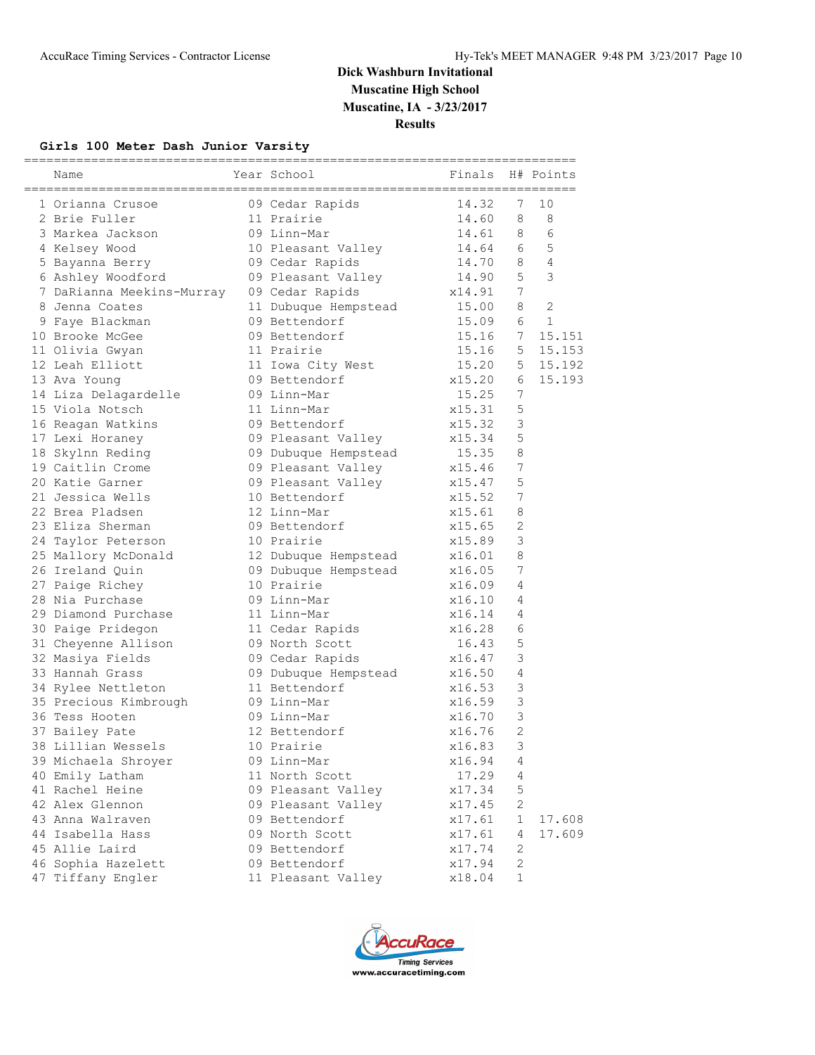# Dick Washburn Invitational

**Muscatine High School**

**Muscatine, IA - 3/23/2017**

**Results**

### Girls 100 Meter Dash Junior Varsity

| | Name | Year | School | Finals | H# | Points |
|---|---|---|---|---|---|---|
| 1 | Orianna Crusoe | 09 | Cedar Rapids | 14.32 | 7 | 10 |
| 2 | Brie Fuller | 11 | Prairie | 14.60 | 8 | 8 |
| 3 | Markea Jackson | 09 | Linn-Mar | 14.61 | 8 | 6 |
| 4 | Kelsey Wood | 10 | Pleasant Valley | 14.64 | 6 | 5 |
| 5 | Bayanna Berry | 09 | Cedar Rapids | 14.70 | 8 | 4 |
| 6 | Ashley Woodford | 09 | Pleasant Valley | 14.90 | 5 | 3 |
| 7 | DaRianna Meekins-Murray | 09 | Cedar Rapids | x14.91 | 7 | |
| 8 | Jenna Coates | 11 | Dubuque Hempstead | 15.00 | 8 | 2 |
| 9 | Faye Blackman | 09 | Bettendorf | 15.09 | 6 | 1 |
| 10 | Brooke McGee | 09 | Bettendorf | 15.16 | 7 | 15.151 |
| 11 | Olivia Gwyan | 11 | Prairie | 15.16 | 5 | 15.153 |
| 12 | Leah Elliott | 11 | Iowa City West | 15.20 | 5 | 15.192 |
| 13 | Ava Young | 09 | Bettendorf | x15.20 | 6 | 15.193 |
| 14 | Liza Delagardelle | 09 | Linn-Mar | 15.25 | 7 | |
| 15 | Viola Notsch | 11 | Linn-Mar | x15.31 | 5 | |
| 16 | Reagan Watkins | 09 | Bettendorf | x15.32 | 3 | |
| 17 | Lexi Horaney | 09 | Pleasant Valley | x15.34 | 5 | |
| 18 | Skylnn Reding | 09 | Dubuque Hempstead | 15.35 | 8 | |
| 19 | Caitlin Crome | 09 | Pleasant Valley | x15.46 | 7 | |
| 20 | Katie Garner | 09 | Pleasant Valley | x15.47 | 5 | |
| 21 | Jessica Wells | 10 | Bettendorf | x15.52 | 7 | |
| 22 | Brea Pladsen | 12 | Linn-Mar | x15.61 | 8 | |
| 23 | Eliza Sherman | 09 | Bettendorf | x15.65 | 2 | |
| 24 | Taylor Peterson | 10 | Prairie | x15.89 | 3 | |
| 25 | Mallory McDonald | 12 | Dubuque Hempstead | x16.01 | 8 | |
| 26 | Ireland Quin | 09 | Dubuque Hempstead | x16.05 | 7 | |
| 27 | Paige Richey | 10 | Prairie | x16.09 | 4 | |
| 28 | Nia Purchase | 09 | Linn-Mar | x16.10 | 4 | |
| 29 | Diamond Purchase | 11 | Linn-Mar | x16.14 | 4 | |
| 30 | Paige Pridegon | 11 | Cedar Rapids | x16.28 | 6 | |
| 31 | Cheyenne Allison | 09 | North Scott | 16.43 | 5 | |
| 32 | Masiya Fields | 09 | Cedar Rapids | x16.47 | 3 | |
| 33 | Hannah Grass | 09 | Dubuque Hempstead | x16.50 | 4 | |
| 34 | Rylee Nettleton | 11 | Bettendorf | x16.53 | 3 | |
| 35 | Precious Kimbrough | 09 | Linn-Mar | x16.59 | 3 | |
| 36 | Tess Hooten | 09 | Linn-Mar | x16.70 | 3 | |
| 37 | Bailey Pate | 12 | Bettendorf | x16.76 | 2 | |
| 38 | Lillian Wessels | 10 | Prairie | x16.83 | 3 | |
| 39 | Michaela Shroyer | 09 | Linn-Mar | x16.94 | 4 | |
| 40 | Emily Latham | 11 | North Scott | 17.29 | 4 | |
| 41 | Rachel Heine | 09 | Pleasant Valley | x17.34 | 5 | |
| 42 | Alex Glennon | 09 | Pleasant Valley | x17.45 | 2 | |
| 43 | Anna Walraven | 09 | Bettendorf | x17.61 | 1 | 17.608 |
| 44 | Isabella Hass | 09 | North Scott | x17.61 | 4 | 17.609 |
| 45 | Allie Laird | 09 | Bettendorf | x17.74 | 2 | |
| 46 | Sophia Hazelett | 09 | Bettendorf | x17.94 | 2 | |
| 47 | Tiffany Engler | 11 | Pleasant Valley | x18.04 | 1 | |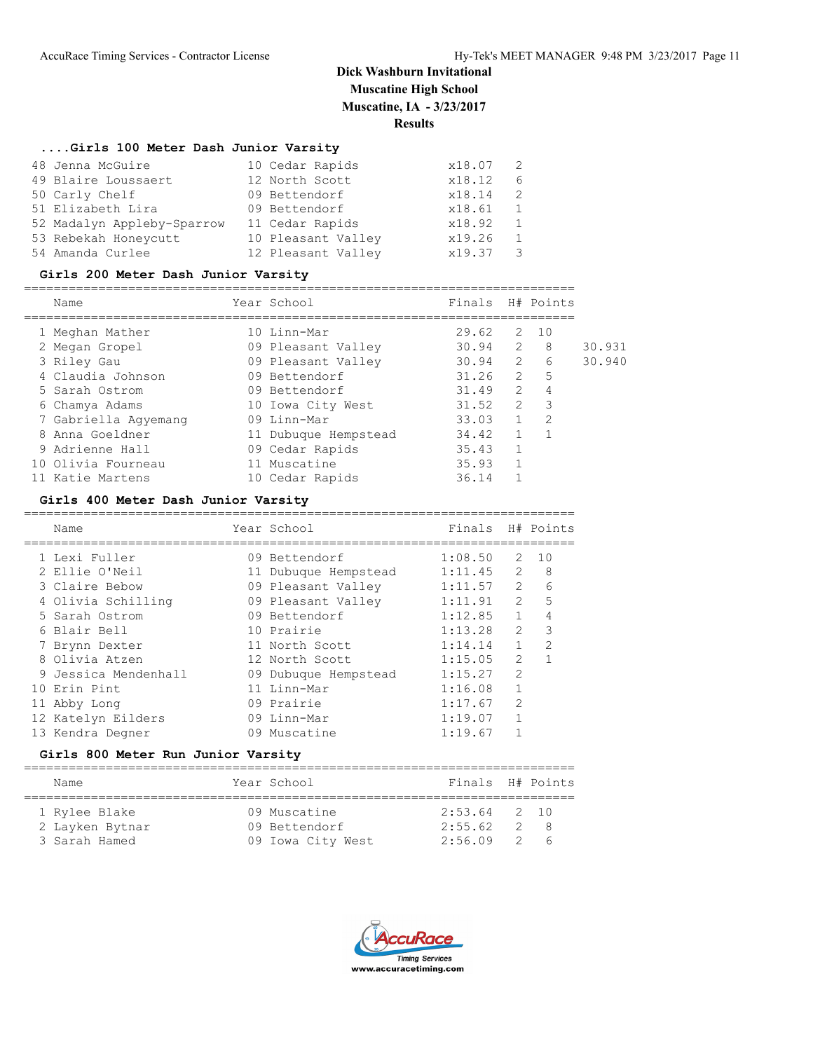# Dick Washburn Invitational
## Muscatine High School
## Muscatine, IA - 3/23/2017
## Results

### ....Girls 100 Meter Dash Junior Varsity

| | Name | Year | School | Finals | H# |
|---|---|---|---|---|---|
| 48 | Jenna McGuire | 10 | Cedar Rapids | x18.07 | 2 |
| 49 | Blaire Loussaert | 12 | North Scott | x18.12 | 6 |
| 50 | Carly Chelf | 09 | Bettendorf | x18.14 | 2 |
| 51 | Elizabeth Lira | 09 | Bettendorf | x18.61 | 1 |
| 52 | Madalyn Appleby-Sparrow | 11 | Cedar Rapids | x18.92 | 1 |
| 53 | Rebekah Honeycutt | 10 | Pleasant Valley | x19.26 | 1 |
| 54 | Amanda Curlee | 12 | Pleasant Valley | x19.37 | 3 |

### Girls 200 Meter Dash Junior Varsity

| | Name | Year | School | Finals | H# | Points | |
|---|---|---|---|---|---|---|---|
| 1 | Meghan Mather | 10 | Linn-Mar | 29.62 | 2 | 10 | |
| 2 | Megan Gropel | 09 | Pleasant Valley | 30.94 | 2 | 8 | 30.931 |
| 3 | Riley Gau | 09 | Pleasant Valley | 30.94 | 2 | 6 | 30.940 |
| 4 | Claudia Johnson | 09 | Bettendorf | 31.26 | 2 | 5 | |
| 5 | Sarah Ostrom | 09 | Bettendorf | 31.49 | 2 | 4 | |
| 6 | Chamya Adams | 10 | Iowa City West | 31.52 | 2 | 3 | |
| 7 | Gabriella Agyemang | 09 | Linn-Mar | 33.03 | 1 | 2 | |
| 8 | Anna Goeldner | 11 | Dubuque Hempstead | 34.42 | 1 | 1 | |
| 9 | Adrienne Hall | 09 | Cedar Rapids | 35.43 | 1 | | |
| 10 | Olivia Fourneau | 11 | Muscatine | 35.93 | 1 | | |
| 11 | Katie Martens | 10 | Cedar Rapids | 36.14 | 1 | | |

### Girls 400 Meter Dash Junior Varsity

| | Name | Year | School | Finals | H# | Points |
|---|---|---|---|---|---|---|
| 1 | Lexi Fuller | 09 | Bettendorf | 1:08.50 | 2 | 10 |
| 2 | Ellie O'Neil | 11 | Dubuque Hempstead | 1:11.45 | 2 | 8 |
| 3 | Claire Bebow | 09 | Pleasant Valley | 1:11.57 | 2 | 6 |
| 4 | Olivia Schilling | 09 | Pleasant Valley | 1:11.91 | 2 | 5 |
| 5 | Sarah Ostrom | 09 | Bettendorf | 1:12.85 | 1 | 4 |
| 6 | Blair Bell | 10 | Prairie | 1:13.28 | 2 | 3 |
| 7 | Brynn Dexter | 11 | North Scott | 1:14.14 | 1 | 2 |
| 8 | Olivia Atzen | 12 | North Scott | 1:15.05 | 2 | 1 |
| 9 | Jessica Mendenhall | 09 | Dubuque Hempstead | 1:15.27 | 2 | |
| 10 | Erin Pint | 11 | Linn-Mar | 1:16.08 | 1 | |
| 11 | Abby Long | 09 | Prairie | 1:17.67 | 2 | |
| 12 | Katelyn Eilders | 09 | Linn-Mar | 1:19.07 | 1 | |
| 13 | Kendra Degner | 09 | Muscatine | 1:19.67 | 1 | |

### Girls 800 Meter Run Junior Varsity

| | Name | Year | School | Finals | H# | Points |
|---|---|---|---|---|---|---|
| 1 | Rylee Blake | 09 | Muscatine | 2:53.64 | 2 | 10 |
| 2 | Layken Bytnar | 09 | Bettendorf | 2:55.62 | 2 | 8 |
| 3 | Sarah Hamed | 09 | Iowa City West | 2:56.09 | 2 | 6 |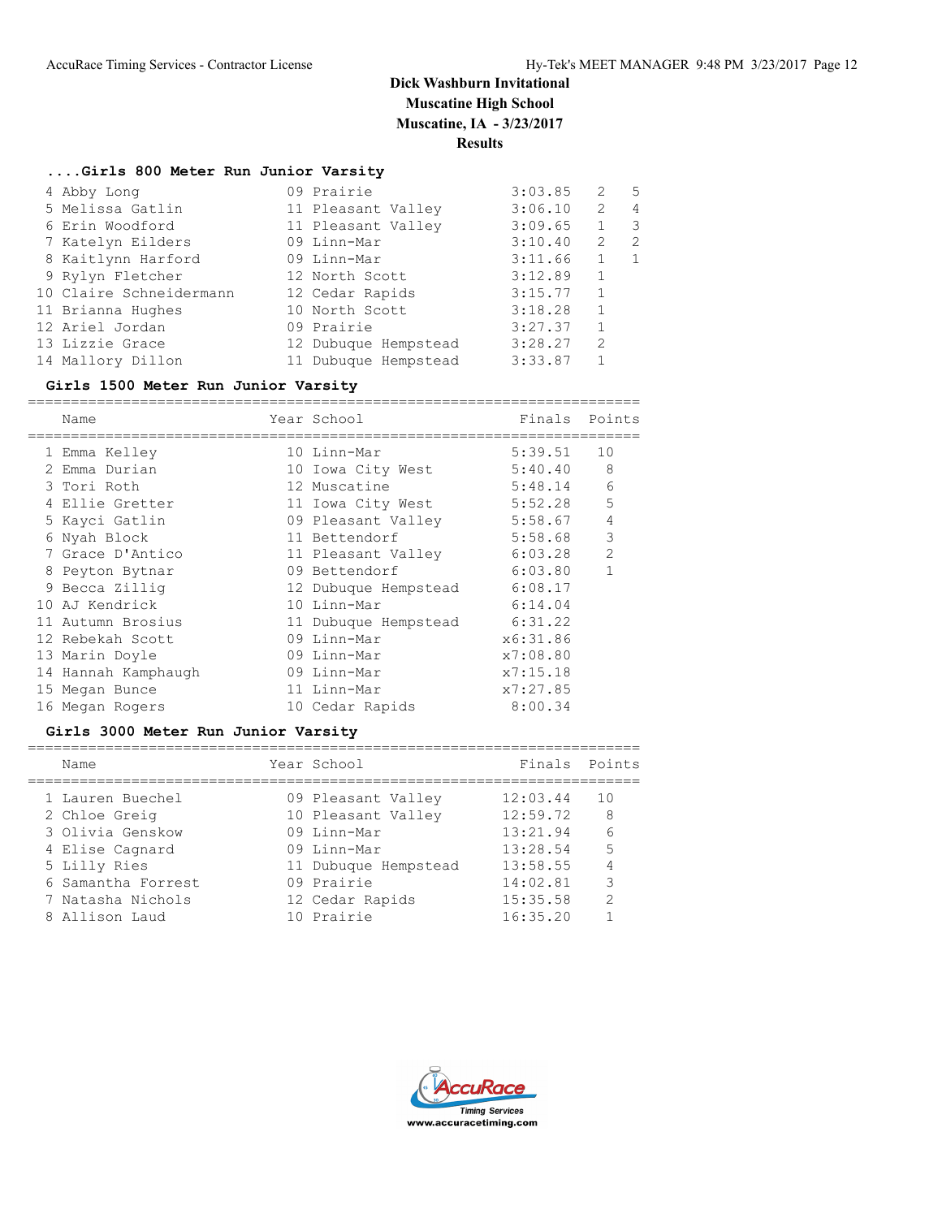## Dick Washburn Invitational
## Muscatine High School
## Muscatine, IA - 3/23/2017
## Results

### ....Girls 800 Meter Run Junior Varsity

| Place | Name | Year | School | Finals | H# | Points |
|---|---|---|---|---|---|---|
| 4 | Abby Long | 09 | Prairie | 3:03.85 | 2 | 5 |
| 5 | Melissa Gatlin | 11 | Pleasant Valley | 3:06.10 | 2 | 4 |
| 6 | Erin Woodford | 11 | Pleasant Valley | 3:09.65 | 1 | 3 |
| 7 | Katelyn Eilders | 09 | Linn-Mar | 3:10.40 | 2 | 2 |
| 8 | Kaitlynn Harford | 09 | Linn-Mar | 3:11.66 | 1 | 1 |
| 9 | Rylyn Fletcher | 12 | North Scott | 3:12.89 | 1 | |
| 10 | Claire Schneidermann | 12 | Cedar Rapids | 3:15.77 | 1 | |
| 11 | Brianna Hughes | 10 | North Scott | 3:18.28 | 1 | |
| 12 | Ariel Jordan | 09 | Prairie | 3:27.37 | 1 | |
| 13 | Lizzie Grace | 12 | Dubuque Hempstead | 3:28.27 | 2 | |
| 14 | Mallory Dillon | 11 | Dubuque Hempstead | 3:33.87 | 1 | |

### Girls 1500 Meter Run Junior Varsity

| Place | Name | Year | School | Finals | Points |
|---|---|---|---|---|---|
| 1 | Emma Kelley | 10 | Linn-Mar | 5:39.51 | 10 |
| 2 | Emma Durian | 10 | Iowa City West | 5:40.40 | 8 |
| 3 | Tori Roth | 12 | Muscatine | 5:48.14 | 6 |
| 4 | Ellie Gretter | 11 | Iowa City West | 5:52.28 | 5 |
| 5 | Kayci Gatlin | 09 | Pleasant Valley | 5:58.67 | 4 |
| 6 | Nyah Block | 11 | Bettendorf | 5:58.68 | 3 |
| 7 | Grace D'Antico | 11 | Pleasant Valley | 6:03.28 | 2 |
| 8 | Peyton Bytnar | 09 | Bettendorf | 6:03.80 | 1 |
| 9 | Becca Zillig | 12 | Dubuque Hempstead | 6:08.17 | |
| 10 | AJ Kendrick | 10 | Linn-Mar | 6:14.04 | |
| 11 | Autumn Brosius | 11 | Dubuque Hempstead | 6:31.22 | |
| 12 | Rebekah Scott | 09 | Linn-Mar | x6:31.86 | |
| 13 | Marin Doyle | 09 | Linn-Mar | x7:08.80 | |
| 14 | Hannah Kamphaugh | 09 | Linn-Mar | x7:15.18 | |
| 15 | Megan Bunce | 11 | Linn-Mar | x7:27.85 | |
| 16 | Megan Rogers | 10 | Cedar Rapids | 8:00.34 | |

### Girls 3000 Meter Run Junior Varsity

| Place | Name | Year | School | Finals | Points |
|---|---|---|---|---|---|
| 1 | Lauren Buechel | 09 | Pleasant Valley | 12:03.44 | 10 |
| 2 | Chloe Greig | 10 | Pleasant Valley | 12:59.72 | 8 |
| 3 | Olivia Genskow | 09 | Linn-Mar | 13:21.94 | 6 |
| 4 | Elise Cagnard | 09 | Linn-Mar | 13:28.54 | 5 |
| 5 | Lilly Ries | 11 | Dubuque Hempstead | 13:58.55 | 4 |
| 6 | Samantha Forrest | 09 | Prairie | 14:02.81 | 3 |
| 7 | Natasha Nichols | 12 | Cedar Rapids | 15:35.58 | 2 |
| 8 | Allison Laud | 10 | Prairie | 16:35.20 | 1 |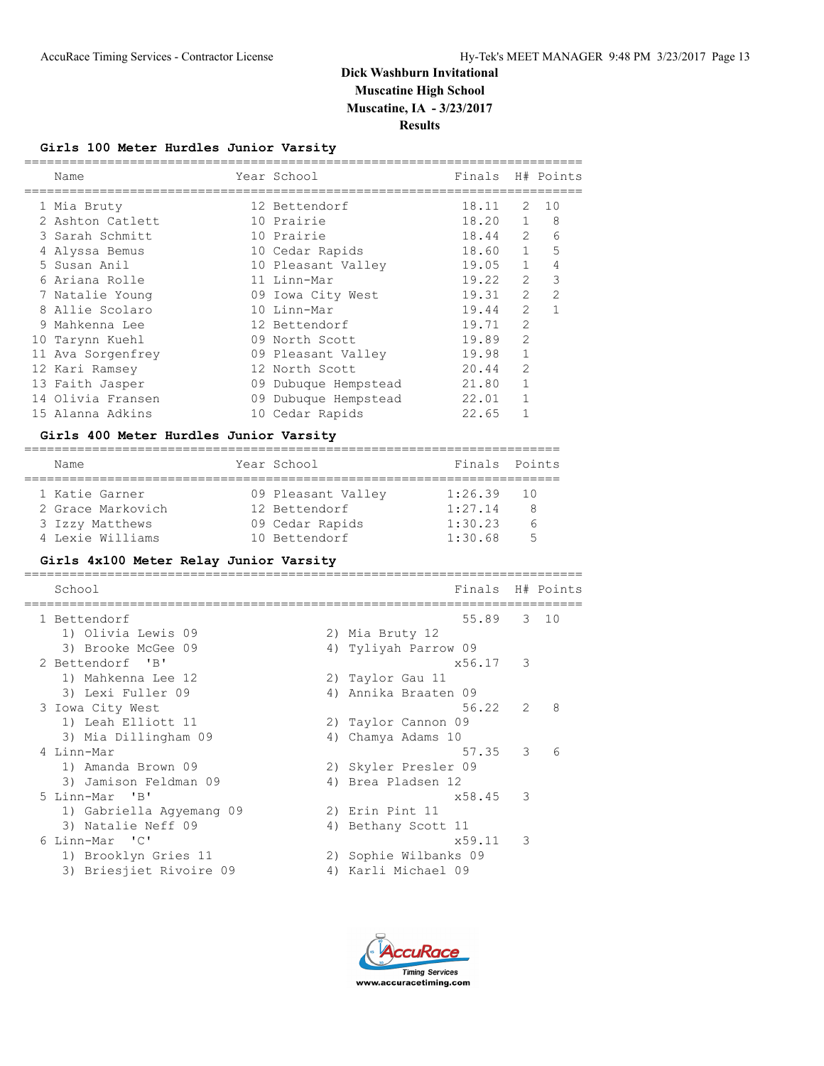# Dick Washburn Invitational
## Muscatine High School
## Muscatine, IA - 3/23/2017
## Results

### Girls 100 Meter Hurdles Junior Varsity

| | Name | Year | School | Finals | H# | Points |
|---|---|---|---|---|---|---|
| 1 | Mia Bruty | 12 | Bettendorf | 18.11 | 2 | 10 |
| 2 | Ashton Catlett | 10 | Prairie | 18.20 | 1 | 8 |
| 3 | Sarah Schmitt | 10 | Prairie | 18.44 | 2 | 6 |
| 4 | Alyssa Bemus | 10 | Cedar Rapids | 18.60 | 1 | 5 |
| 5 | Susan Anil | 10 | Pleasant Valley | 19.05 | 1 | 4 |
| 6 | Ariana Rolle | 11 | Linn-Mar | 19.22 | 2 | 3 |
| 7 | Natalie Young | 09 | Iowa City West | 19.31 | 2 | 2 |
| 8 | Allie Scolaro | 10 | Linn-Mar | 19.44 | 2 | 1 |
| 9 | Mahkenna Lee | 12 | Bettendorf | 19.71 | 2 | |
| 10 | Tarynn Kuehl | 09 | North Scott | 19.89 | 2 | |
| 11 | Ava Sorgenfrey | 09 | Pleasant Valley | 19.98 | 1 | |
| 12 | Kari Ramsey | 12 | North Scott | 20.44 | 2 | |
| 13 | Faith Jasper | 09 | Dubuque Hempstead | 21.80 | 1 | |
| 14 | Olivia Fransen | 09 | Dubuque Hempstead | 22.01 | 1 | |
| 15 | Alanna Adkins | 10 | Cedar Rapids | 22.65 | 1 | |

### Girls 400 Meter Hurdles Junior Varsity

| | Name | Year | School | Finals | Points |
|---|---|---|---|---|---|
| 1 | Katie Garner | 09 | Pleasant Valley | 1:26.39 | 10 |
| 2 | Grace Markovich | 12 | Bettendorf | 1:27.14 | 8 |
| 3 | Izzy Matthews | 09 | Cedar Rapids | 1:30.23 | 6 |
| 4 | Lexie Williams | 10 | Bettendorf | 1:30.68 | 5 |

### Girls 4x100 Meter Relay Junior Varsity

| | School | Finals | H# | Points |
|---|---|---|---|---|
| 1 | Bettendorf | 55.89 | 3 | 10 |
| | 1) Olivia Lewis 09, 2) Mia Bruty 12, 3) Brooke McGee 09, 4) Tyliyah Parrow 09 | | | |
| 2 | Bettendorf 'B' | x56.17 | 3 | |
| | 1) Mahkenna Lee 12, 2) Taylor Gau 11, 3) Lexi Fuller 09, 4) Annika Braaten 09 | | | |
| 3 | Iowa City West | 56.22 | 2 | 8 |
| | 1) Leah Elliott 11, 2) Taylor Cannon 09, 3) Mia Dillingham 09, 4) Chamya Adams 10 | | | |
| 4 | Linn-Mar | 57.35 | 3 | 6 |
| | 1) Amanda Brown 09, 2) Skyler Presler 09, 3) Jamison Feldman 09, 4) Brea Pladsen 12 | | | |
| 5 | Linn-Mar 'B' | x58.45 | 3 | |
| | 1) Gabriella Agyemang 09, 2) Erin Pint 11, 3) Natalie Neff 09, 4) Bethany Scott 11 | | | |
| 6 | Linn-Mar 'C' | x59.11 | 3 | |
| | 1) Brooklyn Gries 11, 2) Sophie Wilbanks 09, 3) Briesjiet Rivoire 09, 4) Karli Michael 09 | | | |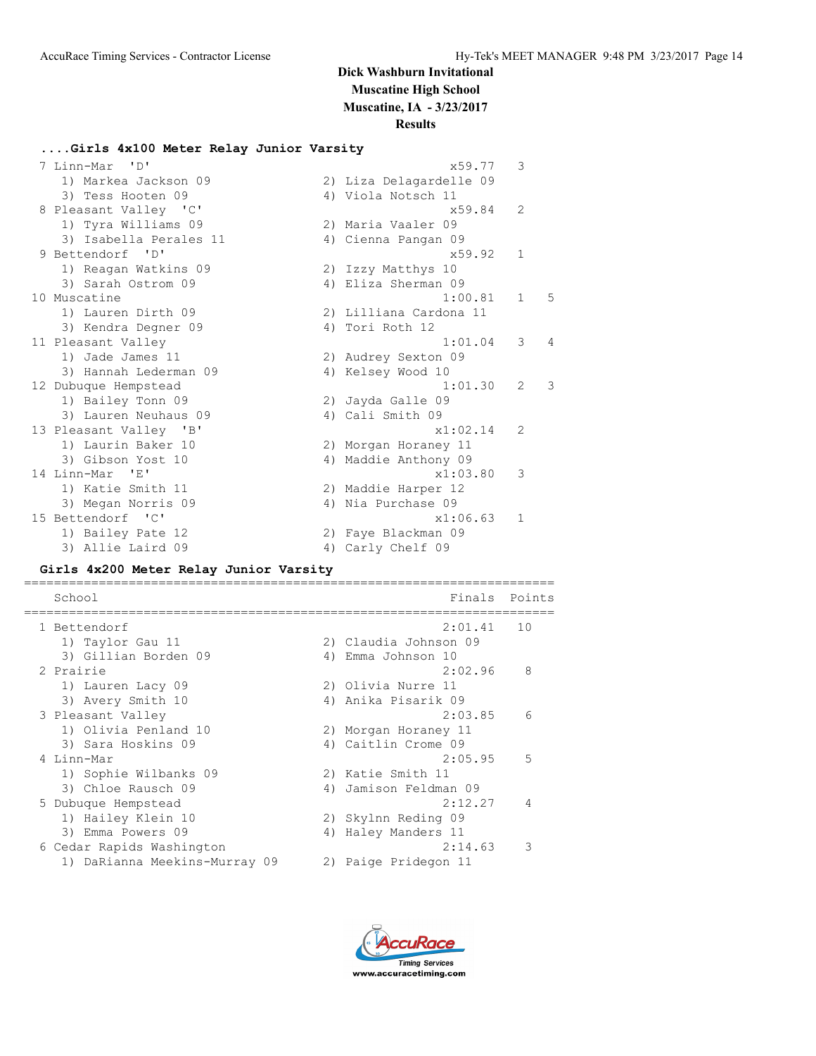# Dick Washburn Invitational

**Muscatine High School**

**Muscatine, IA - 3/23/2017**

**Results**

### ....Girls 4x100 Meter Relay Junior Varsity

```
 7 Linn-Mar  'D'                                    x59.77   3
    1) Markea Jackson 09              2) Liza Delagardelle 09
    3) Tess Hooten 09                 4) Viola Notsch 11
 8 Pleasant Valley  'C'                             x59.84   2
    1) Tyra Williams 09               2) Maria Vaaler 09
    3) Isabella Perales 11            4) Cienna Pangan 09
 9 Bettendorf  'D'                                  x59.92   1
    1) Reagan Watkins 09              2) Izzy Matthys 10
    3) Sarah Ostrom 09                4) Eliza Sherman 09
10 Muscatine                                       1:00.81   1    5
    1) Lauren Dirth 09                2) Lilliana Cardona 11
    3) Kendra Degner 09               4) Tori Roth 12
11 Pleasant Valley                                 1:01.04   3    4
    1) Jade James 11                  2) Audrey Sexton 09
    3) Hannah Lederman 09             4) Kelsey Wood 10
12 Dubuque Hempstead                               1:01.30   2    3
    1) Bailey Tonn 09                 2) Jayda Galle 09
    3) Lauren Neuhaus 09              4) Cali Smith 09
13 Pleasant Valley  'B'                           x1:02.14   2
    1) Laurin Baker 10                2) Morgan Horaney 11
    3) Gibson Yost 10                 4) Maddie Anthony 09
14 Linn-Mar  'E'                                  x1:03.80   3
    1) Katie Smith 11                 2) Maddie Harper 12
    3) Megan Norris 09                4) Nia Purchase 09
15 Bettendorf  'C'                                x1:06.63   1
    1) Bailey Pate 12                 2) Faye Blackman 09
    3) Allie Laird 09                 4) Carly Chelf 09
```

### Girls 4x200 Meter Relay Junior Varsity

```
=======================================================================
    School                                            Finals  Points
=======================================================================
  1 Bettendorf                                       2:01.41   10
     1) Taylor Gau 11                 2) Claudia Johnson 09
     3) Gillian Borden 09             4) Emma Johnson 10
  2 Prairie                                          2:02.96    8
     1) Lauren Lacy 09                2) Olivia Nurre 11
     3) Avery Smith 10                4) Anika Pisarik 09
  3 Pleasant Valley                                  2:03.85    6
     1) Olivia Penland 10             2) Morgan Horaney 11
     3) Sara Hoskins 09               4) Caitlin Crome 09
  4 Linn-Mar                                         2:05.95    5
     1) Sophie Wilbanks 09            2) Katie Smith 11
     3) Chloe Rausch 09               4) Jamison Feldman 09
  5 Dubuque Hempstead                                2:12.27    4
     1) Hailey Klein 10               2) Skylnn Reding 09
     3) Emma Powers 09                4) Haley Manders 11
  6 Cedar Rapids Washington                          2:14.63    3
     1) DaRianna Meekins-Murray 09    2) Paige Pridegon 11
```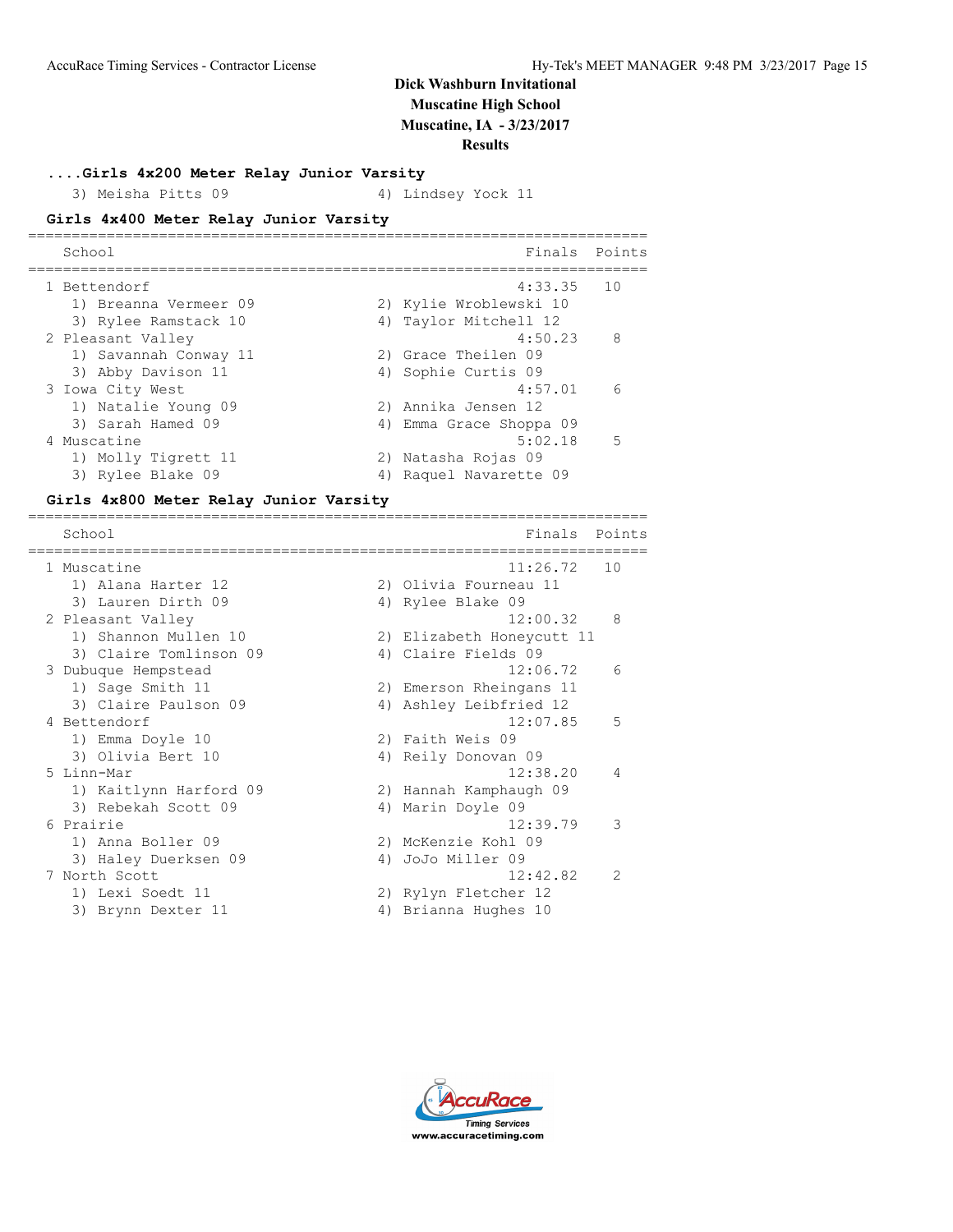# Dick Washburn Invitational
## Muscatine High School
## Muscatine, IA - 3/23/2017
## Results

### ....Girls 4x200 Meter Relay Junior Varsity

3) Meisha Pitts 09 4) Lindsey Yock 11

### Girls 4x400 Meter Relay Junior Varsity

| | School | Finals | Points |
|---|---|---|---|
| 1 | Bettendorf | 4:33.35 | 10 |
| | 1) Breanna Vermeer 09, 2) Kylie Wroblewski 10, 3) Rylee Ramstack 10, 4) Taylor Mitchell 12 | | |
| 2 | Pleasant Valley | 4:50.23 | 8 |
| | 1) Savannah Conway 11, 2) Grace Theilen 09, 3) Abby Davison 11, 4) Sophie Curtis 09 | | |
| 3 | Iowa City West | 4:57.01 | 6 |
| | 1) Natalie Young 09, 2) Annika Jensen 12, 3) Sarah Hamed 09, 4) Emma Grace Shoppa 09 | | |
| 4 | Muscatine | 5:02.18 | 5 |
| | 1) Molly Tigrett 11, 2) Natasha Rojas 09, 3) Rylee Blake 09, 4) Raquel Navarette 09 | | |

### Girls 4x800 Meter Relay Junior Varsity

| | School | Finals | Points |
|---|---|---|---|
| 1 | Muscatine | 11:26.72 | 10 |
| | 1) Alana Harter 12, 2) Olivia Fourneau 11, 3) Lauren Dirth 09, 4) Rylee Blake 09 | | |
| 2 | Pleasant Valley | 12:00.32 | 8 |
| | 1) Shannon Mullen 10, 2) Elizabeth Honeycutt 11, 3) Claire Tomlinson 09, 4) Claire Fields 09 | | |
| 3 | Dubuque Hempstead | 12:06.72 | 6 |
| | 1) Sage Smith 11, 2) Emerson Rheingans 11, 3) Claire Paulson 09, 4) Ashley Leibfried 12 | | |
| 4 | Bettendorf | 12:07.85 | 5 |
| | 1) Emma Doyle 10, 2) Faith Weis 09, 3) Olivia Bert 10, 4) Reily Donovan 09 | | |
| 5 | Linn-Mar | 12:38.20 | 4 |
| | 1) Kaitlynn Harford 09, 2) Hannah Kamphaugh 09, 3) Rebekah Scott 09, 4) Marin Doyle 09 | | |
| 6 | Prairie | 12:39.79 | 3 |
| | 1) Anna Boller 09, 2) McKenzie Kohl 09, 3) Haley Duerksen 09, 4) JoJo Miller 09 | | |
| 7 | North Scott | 12:42.82 | 2 |
| | 1) Lexi Soedt 11, 2) Rylyn Fletcher 12, 3) Brynn Dexter 11, 4) Brianna Hughes 10 | | |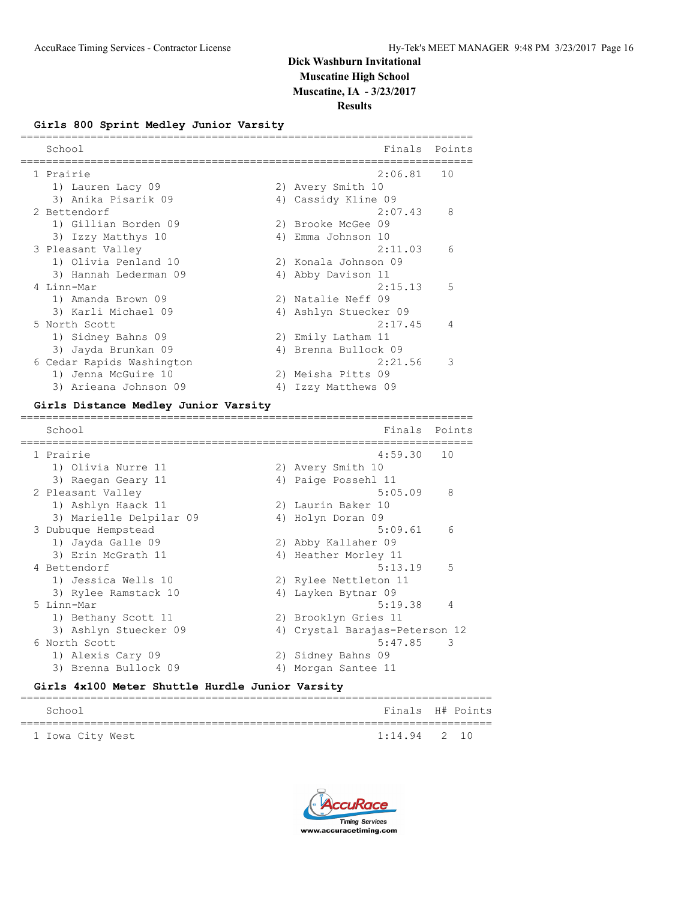# Dick Washburn Invitational
## Muscatine High School
## Muscatine, IA - 3/23/2017
## Results

### Girls 800 Sprint Medley Junior Varsity

| School | Finals | Points |
|---|---|---|
| 1 Prairie | 2:06.81 | 10 |
| 1) Lauren Lacy 09; 2) Avery Smith 10; 3) Anika Pisarik 09; 4) Cassidy Kline 09 | | |
| 2 Bettendorf | 2:07.43 | 8 |
| 1) Gillian Borden 09; 2) Brooke McGee 09; 3) Izzy Matthys 10; 4) Emma Johnson 10 | | |
| 3 Pleasant Valley | 2:11.03 | 6 |
| 1) Olivia Penland 10; 2) Konala Johnson 09; 3) Hannah Lederman 09; 4) Abby Davison 11 | | |
| 4 Linn-Mar | 2:15.13 | 5 |
| 1) Amanda Brown 09; 2) Natalie Neff 09; 3) Karli Michael 09; 4) Ashlyn Stuecker 09 | | |
| 5 North Scott | 2:17.45 | 4 |
| 1) Sidney Bahns 09; 2) Emily Latham 11; 3) Jayda Brunkan 09; 4) Brenna Bullock 09 | | |
| 6 Cedar Rapids Washington | 2:21.56 | 3 |
| 1) Jenna McGuire 10; 2) Meisha Pitts 09; 3) Arieana Johnson 09; 4) Izzy Matthews 09 | | |

### Girls Distance Medley Junior Varsity

| School | Finals | Points |
|---|---|---|
| 1 Prairie | 4:59.30 | 10 |
| 1) Olivia Nurre 11; 2) Avery Smith 10; 3) Raegan Geary 11; 4) Paige Possehl 11 | | |
| 2 Pleasant Valley | 5:05.09 | 8 |
| 1) Ashlyn Haack 11; 2) Laurin Baker 10; 3) Marielle Delpilar 09; 4) Holyn Doran 09 | | |
| 3 Dubuque Hempstead | 5:09.61 | 6 |
| 1) Jayda Galle 09; 2) Abby Kallaher 09; 3) Erin McGrath 11; 4) Heather Morley 11 | | |
| 4 Bettendorf | 5:13.19 | 5 |
| 1) Jessica Wells 10; 2) Rylee Nettleton 11; 3) Rylee Ramstack 10; 4) Layken Bytnar 09 | | |
| 5 Linn-Mar | 5:19.38 | 4 |
| 1) Bethany Scott 11; 2) Brooklyn Gries 11; 3) Ashlyn Stuecker 09; 4) Crystal Barajas-Peterson 12 | | |
| 6 North Scott | 5:47.85 | 3 |
| 1) Alexis Cary 09; 2) Sidney Bahns 09; 3) Brenna Bullock 09; 4) Morgan Santee 11 | | |

### Girls 4x100 Meter Shuttle Hurdle Junior Varsity

| School | Finals | H# | Points |
|---|---|---|---|
| 1 Iowa City West | 1:14.94 | 2 | 10 |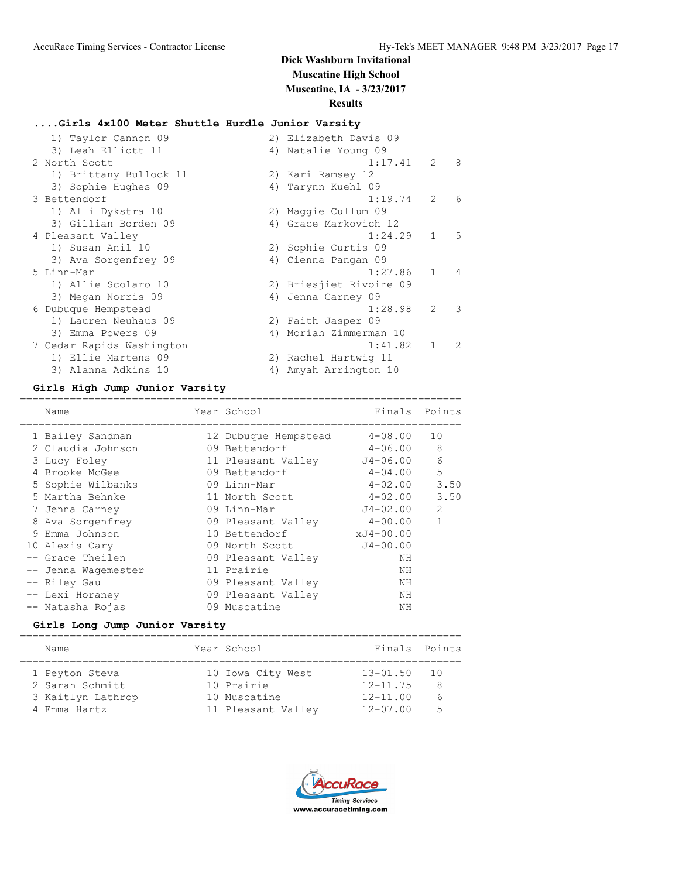# Dick Washburn Invitational
## Muscatine High School
## Muscatine, IA - 3/23/2017
## Results

### ....Girls 4x100 Meter Shuttle Hurdle Junior Varsity

```
    1) Taylor Cannon 09               2) Elizabeth Davis 09
    3) Leah Elliott 11                4) Natalie Young 09
 2 North Scott                                   1:17.41   2    8
    1) Brittany Bullock 11            2) Kari Ramsey 12
    3) Sophie Hughes 09               4) Tarynn Kuehl 09
 3 Bettendorf                                    1:19.74   2    6
    1) Alli Dykstra 10                2) Maggie Cullum 09
    3) Gillian Borden 09              4) Grace Markovich 12
 4 Pleasant Valley                               1:24.29   1    5
    1) Susan Anil 10                  2) Sophie Curtis 09
    3) Ava Sorgenfrey 09              4) Cienna Pangan 09
 5 Linn-Mar                                      1:27.86   1    4
    1) Allie Scolaro 10               2) Briesjiet Rivoire 09
    3) Megan Norris 09                4) Jenna Carney 09
 6 Dubuque Hempstead                             1:28.98   2    3
    1) Lauren Neuhaus 09              2) Faith Jasper 09
    3) Emma Powers 09                 4) Moriah Zimmerman 10
 7 Cedar Rapids Washington                       1:41.82   1    2
    1) Ellie Martens 09               2) Rachel Hartwig 11
    3) Alanna Adkins 10               4) Amyah Arrington 10
```

### Girls High Jump Junior Varsity

| | Name | Year | School | Finals | Points |
|---|---|---|---|---|---|
| 1 | Bailey Sandman | 12 | Dubuque Hempstead | 4-08.00 | 10 |
| 2 | Claudia Johnson | 09 | Bettendorf | 4-06.00 | 8 |
| 3 | Lucy Foley | 11 | Pleasant Valley | J4-06.00 | 6 |
| 4 | Brooke McGee | 09 | Bettendorf | 4-04.00 | 5 |
| 5 | Sophie Wilbanks | 09 | Linn-Mar | 4-02.00 | 3.50 |
| 5 | Martha Behnke | 11 | North Scott | 4-02.00 | 3.50 |
| 7 | Jenna Carney | 09 | Linn-Mar | J4-02.00 | 2 |
| 8 | Ava Sorgenfrey | 09 | Pleasant Valley | 4-00.00 | 1 |
| 9 | Emma Johnson | 10 | Bettendorf | xJ4-00.00 | |
| 10 | Alexis Cary | 09 | North Scott | J4-00.00 | |
| -- | Grace Theilen | 09 | Pleasant Valley | NH | |
| -- | Jenna Wagemester | 11 | Prairie | NH | |
| -- | Riley Gau | 09 | Pleasant Valley | NH | |
| -- | Lexi Horaney | 09 | Pleasant Valley | NH | |
| -- | Natasha Rojas | 09 | Muscatine | NH | |

### Girls Long Jump Junior Varsity

| | Name | Year | School | Finals | Points |
|---|---|---|---|---|---|
| 1 | Peyton Steva | 10 | Iowa City West | 13-01.50 | 10 |
| 2 | Sarah Schmitt | 10 | Prairie | 12-11.75 | 8 |
| 3 | Kaitlyn Lathrop | 10 | Muscatine | 12-11.00 | 6 |
| 4 | Emma Hartz | 11 | Pleasant Valley | 12-07.00 | 5 |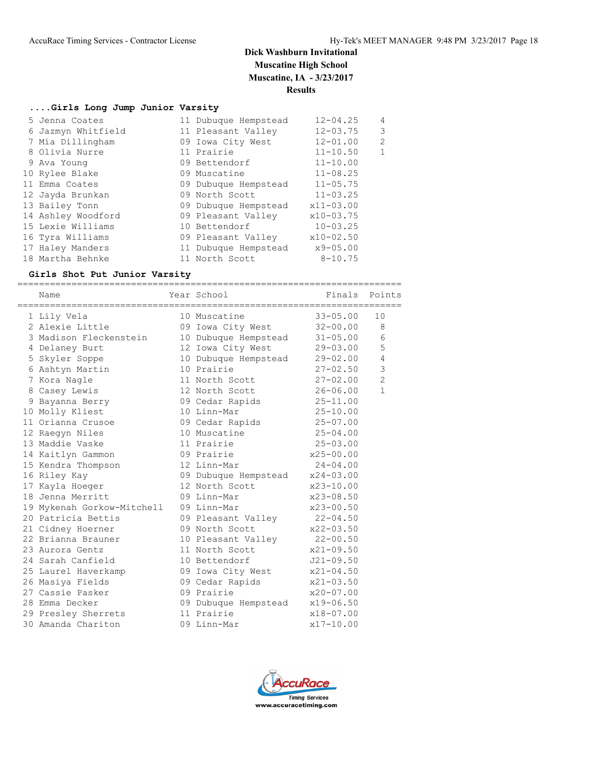# Dick Washburn Invitational
## Muscatine High School
## Muscatine, IA - 3/23/2017
## Results

### ....Girls Long Jump Junior Varsity

| Place | Name | Year | School | Finals | Points |
|---|---|---|---|---|---|
| 5 | Jenna Coates | 11 | Dubuque Hempstead | 12-04.25 | 4 |
| 6 | Jazmyn Whitfield | 11 | Pleasant Valley | 12-03.75 | 3 |
| 7 | Mia Dillingham | 09 | Iowa City West | 12-01.00 | 2 |
| 8 | Olivia Nurre | 11 | Prairie | 11-10.50 | 1 |
| 9 | Ava Young | 09 | Bettendorf | 11-10.00 | |
| 10 | Rylee Blake | 09 | Muscatine | 11-08.25 | |
| 11 | Emma Coates | 09 | Dubuque Hempstead | 11-05.75 | |
| 12 | Jayda Brunkan | 09 | North Scott | 11-03.25 | |
| 13 | Bailey Tonn | 09 | Dubuque Hempstead | x11-03.00 | |
| 14 | Ashley Woodford | 09 | Pleasant Valley | x10-03.75 | |
| 15 | Lexie Williams | 10 | Bettendorf | 10-03.25 | |
| 16 | Tyra Williams | 09 | Pleasant Valley | x10-02.50 | |
| 17 | Haley Manders | 11 | Dubuque Hempstead | x9-05.00 | |
| 18 | Martha Behnke | 11 | North Scott | 8-10.75 | |

### Girls Shot Put Junior Varsity

| Place | Name | Year | School | Finals | Points |
|---|---|---|---|---|---|
| 1 | Lily Vela | 10 | Muscatine | 33-05.00 | 10 |
| 2 | Alexie Little | 09 | Iowa City West | 32-00.00 | 8 |
| 3 | Madison Fleckenstein | 10 | Dubuque Hempstead | 31-05.00 | 6 |
| 4 | Delaney Burt | 12 | Iowa City West | 29-03.00 | 5 |
| 5 | Skyler Soppe | 10 | Dubuque Hempstead | 29-02.00 | 4 |
| 6 | Ashtyn Martin | 10 | Prairie | 27-02.50 | 3 |
| 7 | Kora Nagle | 11 | North Scott | 27-02.00 | 2 |
| 8 | Casey Lewis | 12 | North Scott | 26-06.00 | 1 |
| 9 | Bayanna Berry | 09 | Cedar Rapids | 25-11.00 | |
| 10 | Molly Kliest | 10 | Linn-Mar | 25-10.00 | |
| 11 | Orianna Crusoe | 09 | Cedar Rapids | 25-07.00 | |
| 12 | Raegyn Niles | 10 | Muscatine | 25-04.00 | |
| 13 | Maddie Vaske | 11 | Prairie | 25-03.00 | |
| 14 | Kaitlyn Gammon | 09 | Prairie | x25-00.00 | |
| 15 | Kendra Thompson | 12 | Linn-Mar | 24-04.00 | |
| 16 | Riley Kay | 09 | Dubuque Hempstead | x24-03.00 | |
| 17 | Kayla Hoeger | 12 | North Scott | x23-10.00 | |
| 18 | Jenna Merritt | 09 | Linn-Mar | x23-08.50 | |
| 19 | Mykenah Gorkow-Mitchell | 09 | Linn-Mar | x23-00.50 | |
| 20 | Patricia Bettis | 09 | Pleasant Valley | 22-04.50 | |
| 21 | Cidney Hoerner | 09 | North Scott | x22-03.50 | |
| 22 | Brianna Brauner | 10 | Pleasant Valley | 22-00.50 | |
| 23 | Aurora Gentz | 11 | North Scott | x21-09.50 | |
| 24 | Sarah Canfield | 10 | Bettendorf | J21-09.50 | |
| 25 | Laurel Haverkamp | 09 | Iowa City West | x21-04.50 | |
| 26 | Masiya Fields | 09 | Cedar Rapids | x21-03.50 | |
| 27 | Cassie Pasker | 09 | Prairie | x20-07.00 | |
| 28 | Emma Decker | 09 | Dubuque Hempstead | x19-06.50 | |
| 29 | Presley Sherrets | 11 | Prairie | x18-07.00 | |
| 30 | Amanda Chariton | 09 | Linn-Mar | x17-10.00 | |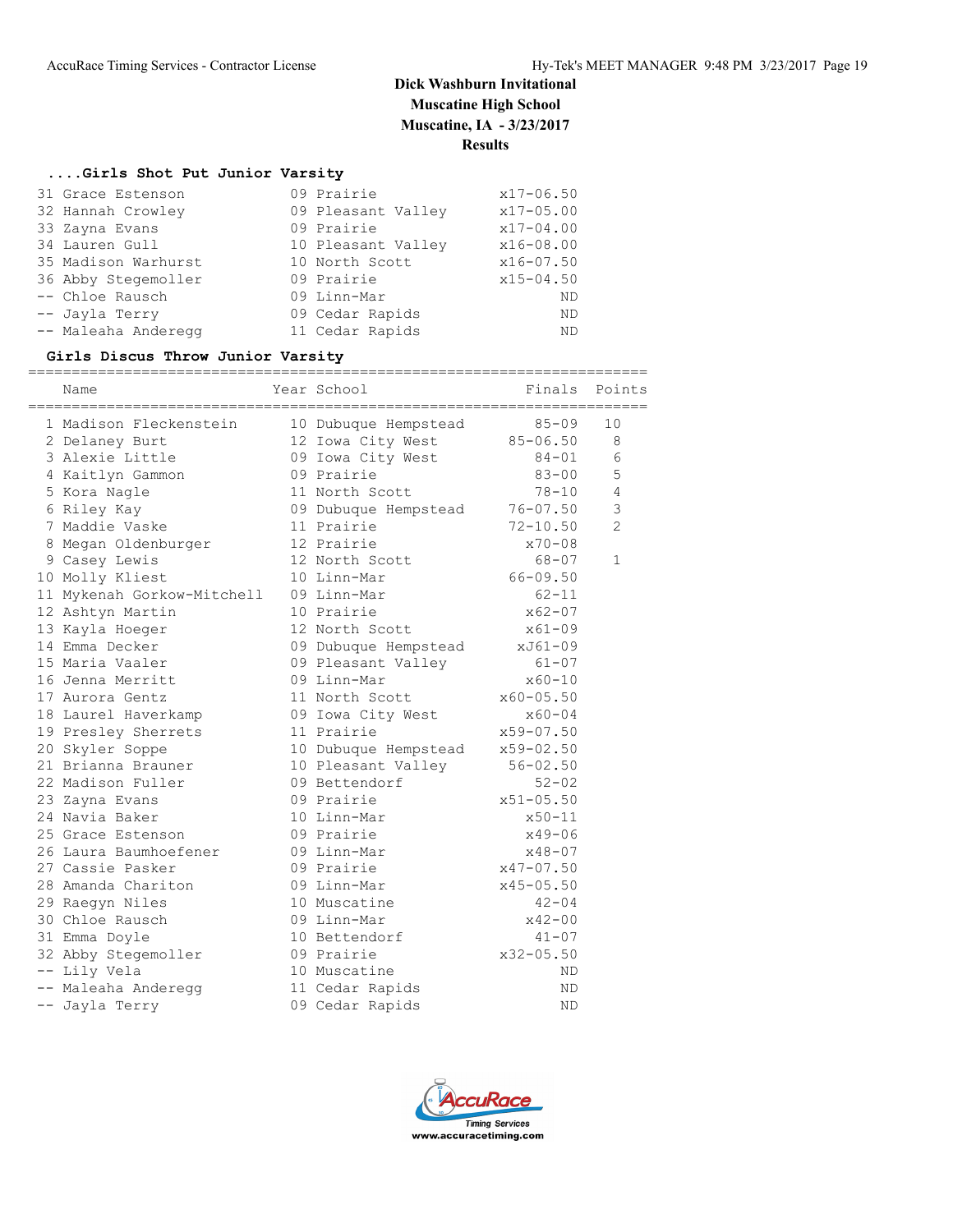# Dick Washburn Invitational

**Muscatine High School**

**Muscatine, IA - 3/23/2017**

**Results**

### ....Girls Shot Put Junior Varsity

| | Name | Year | School | Finals |
|---|---|---|---|---|
| 31 | Grace Estenson | 09 | Prairie | x17-06.50 |
| 32 | Hannah Crowley | 09 | Pleasant Valley | x17-05.00 |
| 33 | Zayna Evans | 09 | Prairie | x17-04.00 |
| 34 | Lauren Gull | 10 | Pleasant Valley | x16-08.00 |
| 35 | Madison Warhurst | 10 | North Scott | x16-07.50 |
| 36 | Abby Stegemoller | 09 | Prairie | x15-04.50 |
| -- | Chloe Rausch | 09 | Linn-Mar | ND |
| -- | Jayla Terry | 09 | Cedar Rapids | ND |
| -- | Maleaha Anderegg | 11 | Cedar Rapids | ND |

### Girls Discus Throw Junior Varsity

| | Name | Year | School | Finals | Points |
|---|---|---|---|---|---|
| 1 | Madison Fleckenstein | 10 | Dubuque Hempstead | 85-09 | 10 |
| 2 | Delaney Burt | 12 | Iowa City West | 85-06.50 | 8 |
| 3 | Alexie Little | 09 | Iowa City West | 84-01 | 6 |
| 4 | Kaitlyn Gammon | 09 | Prairie | 83-00 | 5 |
| 5 | Kora Nagle | 11 | North Scott | 78-10 | 4 |
| 6 | Riley Kay | 09 | Dubuque Hempstead | 76-07.50 | 3 |
| 7 | Maddie Vaske | 11 | Prairie | 72-10.50 | 2 |
| 8 | Megan Oldenburger | 12 | Prairie | x70-08 | |
| 9 | Casey Lewis | 12 | North Scott | 68-07 | 1 |
| 10 | Molly Kliest | 10 | Linn-Mar | 66-09.50 | |
| 11 | Mykenah Gorkow-Mitchell | 09 | Linn-Mar | 62-11 | |
| 12 | Ashtyn Martin | 10 | Prairie | x62-07 | |
| 13 | Kayla Hoeger | 12 | North Scott | x61-09 | |
| 14 | Emma Decker | 09 | Dubuque Hempstead | xJ61-09 | |
| 15 | Maria Vaaler | 09 | Pleasant Valley | 61-07 | |
| 16 | Jenna Merritt | 09 | Linn-Mar | x60-10 | |
| 17 | Aurora Gentz | 11 | North Scott | x60-05.50 | |
| 18 | Laurel Haverkamp | 09 | Iowa City West | x60-04 | |
| 19 | Presley Sherrets | 11 | Prairie | x59-07.50 | |
| 20 | Skyler Soppe | 10 | Dubuque Hempstead | x59-02.50 | |
| 21 | Brianna Brauner | 10 | Pleasant Valley | 56-02.50 | |
| 22 | Madison Fuller | 09 | Bettendorf | 52-02 | |
| 23 | Zayna Evans | 09 | Prairie | x51-05.50 | |
| 24 | Navia Baker | 10 | Linn-Mar | x50-11 | |
| 25 | Grace Estenson | 09 | Prairie | x49-06 | |
| 26 | Laura Baumhoefener | 09 | Linn-Mar | x48-07 | |
| 27 | Cassie Pasker | 09 | Prairie | x47-07.50 | |
| 28 | Amanda Chariton | 09 | Linn-Mar | x45-05.50 | |
| 29 | Raegyn Niles | 10 | Muscatine | 42-04 | |
| 30 | Chloe Rausch | 09 | Linn-Mar | x42-00 | |
| 31 | Emma Doyle | 10 | Bettendorf | 41-07 | |
| 32 | Abby Stegemoller | 09 | Prairie | x32-05.50 | |
| -- | Lily Vela | 10 | Muscatine | ND | |
| -- | Maleaha Anderegg | 11 | Cedar Rapids | ND | |
| -- | Jayla Terry | 09 | Cedar Rapids | ND | |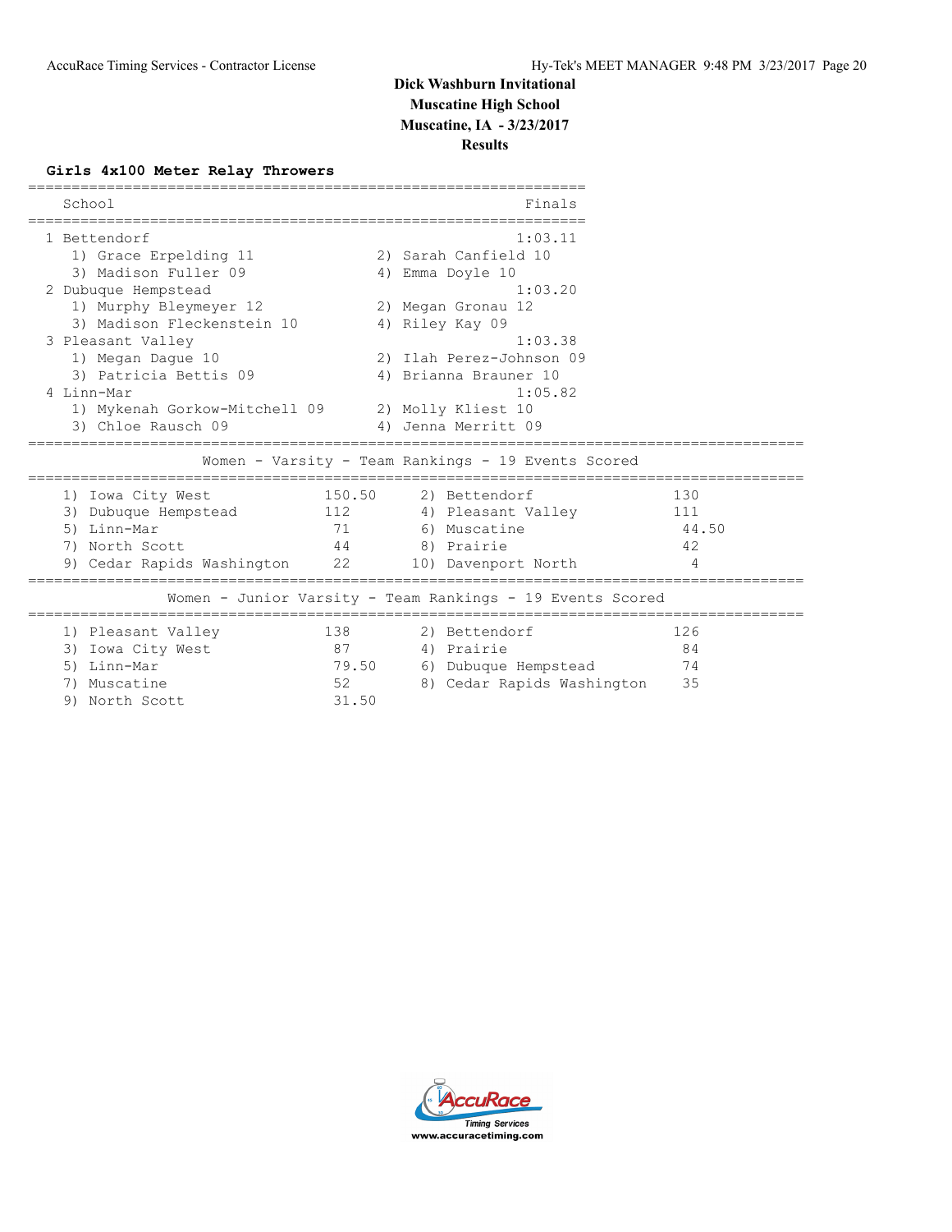# Dick Washburn Invitational
## Muscatine High School
## Muscatine, IA - 3/23/2017
## Results

### Girls 4x100 Meter Relay Throwers

| | School | Finals |
|---|---|---|
| 1 | Bettendorf | 1:03.11 |
| | 1) Grace Erpelding 11; 2) Sarah Canfield 10; 3) Madison Fuller 09; 4) Emma Doyle 10 | |
| 2 | Dubuque Hempstead | 1:03.20 |
| | 1) Murphy Bleymeyer 12; 2) Megan Gronau 12; 3) Madison Fleckenstein 10; 4) Riley Kay 09 | |
| 3 | Pleasant Valley | 1:03.38 |
| | 1) Megan Dague 10; 2) Ilah Perez-Johnson 09; 3) Patricia Bettis 09; 4) Brianna Brauner 10 | |
| 4 | Linn-Mar | 1:05.82 |
| | 1) Mykenah Gorkow-Mitchell 09; 2) Molly Kliest 10; 3) Chloe Rausch 09; 4) Jenna Merritt 09 | |

### Women - Varsity - Team Rankings - 19 Events Scored

| | | | | | |
|---|---|---|---|---|---|
| 1) | Iowa City West | 150.50 | 2) | Bettendorf | 130 |
| 3) | Dubuque Hempstead | 112 | 4) | Pleasant Valley | 111 |
| 5) | Linn-Mar | 71 | 6) | Muscatine | 44.50 |
| 7) | North Scott | 44 | 8) | Prairie | 42 |
| 9) | Cedar Rapids Washington | 22 | 10) | Davenport North | 4 |

### Women - Junior Varsity - Team Rankings - 19 Events Scored

| | | | | | |
|---|---|---|---|---|---|
| 1) | Pleasant Valley | 138 | 2) | Bettendorf | 126 |
| 3) | Iowa City West | 87 | 4) | Prairie | 84 |
| 5) | Linn-Mar | 79.50 | 6) | Dubuque Hempstead | 74 |
| 7) | Muscatine | 52 | 8) | Cedar Rapids Washington | 35 |
| 9) | North Scott | 31.50 | | | |